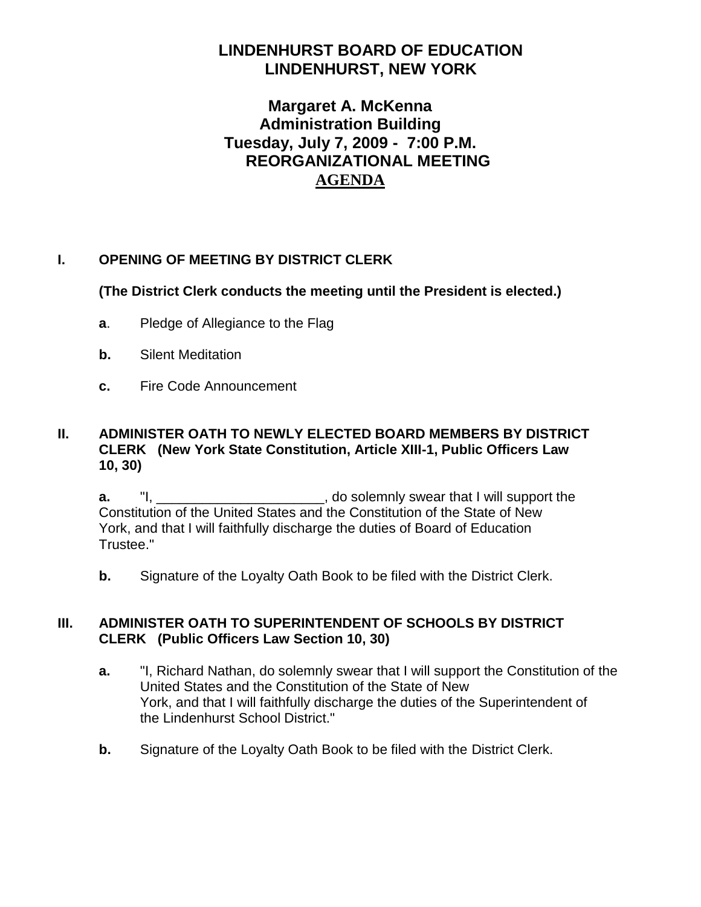# LINDENHURST BOARD OF EDUCATION
# LINDENHURST, NEW YORK

## Margaret A. McKenna
## Administration Building
## Tuesday, July 7, 2009 - 7:00 P.M.
## REORGANIZATIONAL MEETING
## AGENDA

**I. OPENING OF MEETING BY DISTRICT CLERK**

**(The District Clerk conducts the meeting until the President is elected.)**

- **a**. Pledge of Allegiance to the Flag
- **b.** Silent Meditation
- **c.** Fire Code Announcement

**II. ADMINISTER OATH TO NEWLY ELECTED BOARD MEMBERS BY DISTRICT CLERK (New York State Constitution, Article XIII-1, Public Officers Law 10, 30)**

**a.** "I, ______________________, do solemnly swear that I will support the Constitution of the United States and the Constitution of the State of New York, and that I will faithfully discharge the duties of Board of Education Trustee."

**b.** Signature of the Loyalty Oath Book to be filed with the District Clerk.

**III. ADMINISTER OATH TO SUPERINTENDENT OF SCHOOLS BY DISTRICT CLERK (Public Officers Law Section 10, 30)**

**a.** "I, Richard Nathan, do solemnly swear that I will support the Constitution of the United States and the Constitution of the State of New York, and that I will faithfully discharge the duties of the Superintendent of the Lindenhurst School District."

**b.** Signature of the Loyalty Oath Book to be filed with the District Clerk.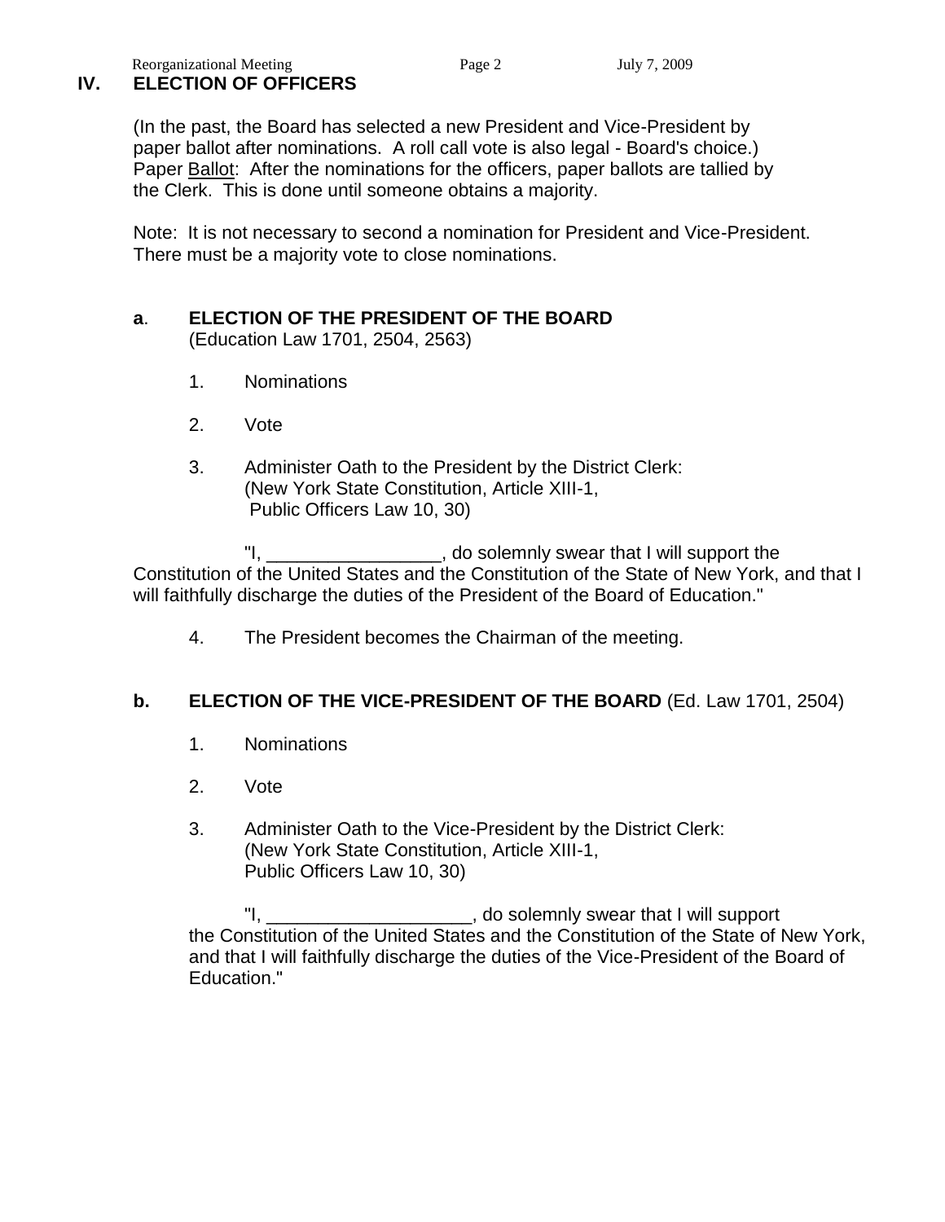## IV. ELECTION OF OFFICERS

(In the past, the Board has selected a new President and Vice-President by paper ballot after nominations. A roll call vote is also legal - Board's choice.) Paper Ballot: After the nominations for the officers, paper ballots are tallied by the Clerk. This is done until someone obtains a majority.

Note: It is not necessary to second a nomination for President and Vice-President. There must be a majority vote to close nominations.

### a. ELECTION OF THE PRESIDENT OF THE BOARD
(Education Law 1701, 2504, 2563)

1. Nominations

2. Vote

3. Administer Oath to the President by the District Clerk: (New York State Constitution, Article XIII-1, Public Officers Law 10, 30)

"I, _________________, do solemnly swear that I will support the Constitution of the United States and the Constitution of the State of New York, and that I will faithfully discharge the duties of the President of the Board of Education."

4. The President becomes the Chairman of the meeting.

### b. ELECTION OF THE VICE-PRESIDENT OF THE BOARD (Ed. Law 1701, 2504)

1. Nominations

2. Vote

3. Administer Oath to the Vice-President by the District Clerk: (New York State Constitution, Article XIII-1, Public Officers Law 10, 30)

"I, ____________________, do solemnly swear that I will support the Constitution of the United States and the Constitution of the State of New York, and that I will faithfully discharge the duties of the Vice-President of the Board of Education."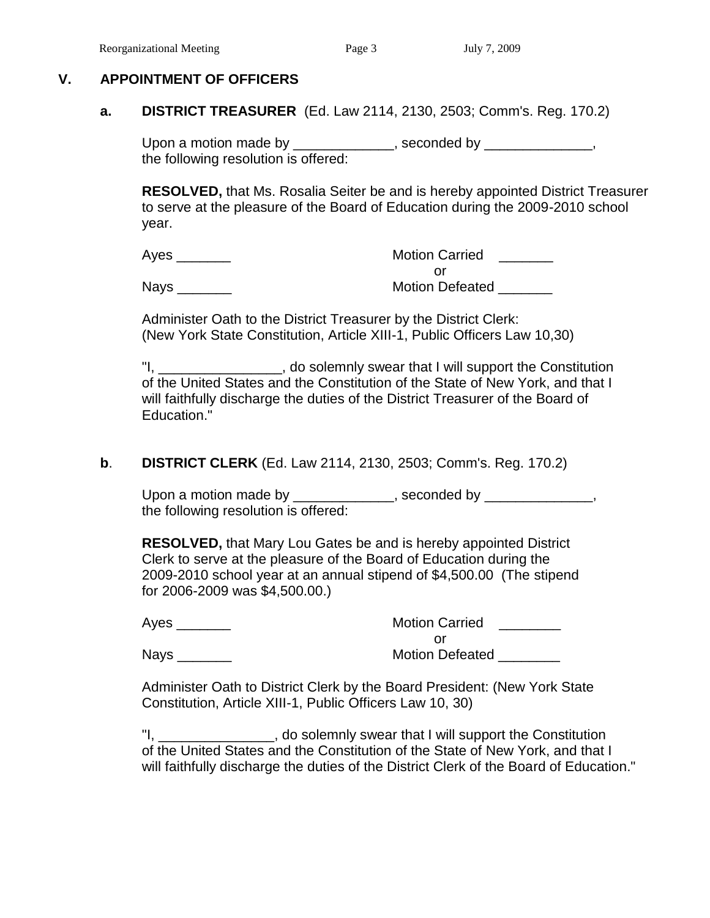## V. APPOINTMENT OF OFFICERS

### a. DISTRICT TREASURER (Ed. Law 2114, 2130, 2503; Comm's. Reg. 170.2)

Upon a motion made by _____________, seconded by ______________, the following resolution is offered:

**RESOLVED,** that Ms. Rosalia Seiter be and is hereby appointed District Treasurer to serve at the pleasure of the Board of Education during the 2009-2010 school year.

Ayes _______ Motion Carried _______
or
Nays _______ Motion Defeated _______

Administer Oath to the District Treasurer by the District Clerk: (New York State Constitution, Article XIII-1, Public Officers Law 10,30)

"I, ________________, do solemnly swear that I will support the Constitution of the United States and the Constitution of the State of New York, and that I will faithfully discharge the duties of the District Treasurer of the Board of Education."

### b. DISTRICT CLERK (Ed. Law 2114, 2130, 2503; Comm's. Reg. 170.2)

Upon a motion made by _____________, seconded by ______________, the following resolution is offered:

**RESOLVED,** that Mary Lou Gates be and is hereby appointed District Clerk to serve at the pleasure of the Board of Education during the 2009-2010 school year at an annual stipend of $4,500.00 (The stipend for 2006-2009 was $4,500.00.)

Ayes _______ Motion Carried ________
or
Nays _______ Motion Defeated ________

Administer Oath to District Clerk by the Board President: (New York State Constitution, Article XIII-1, Public Officers Law 10, 30)

"I, _______________, do solemnly swear that I will support the Constitution of the United States and the Constitution of the State of New York, and that I will faithfully discharge the duties of the District Clerk of the Board of Education."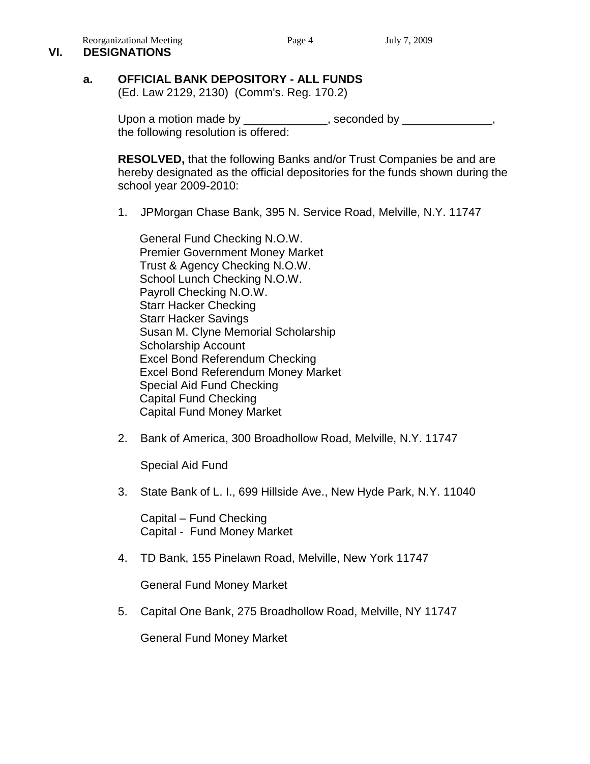## VI. DESIGNATIONS

### a. OFFICIAL BANK DEPOSITORY - ALL FUNDS

(Ed. Law 2129, 2130) (Comm's. Reg. 170.2)

Upon a motion made by _____________, seconded by ______________, the following resolution is offered:

**RESOLVED,** that the following Banks and/or Trust Companies be and are hereby designated as the official depositories for the funds shown during the school year 2009-2010:

1. JPMorgan Chase Bank, 395 N. Service Road, Melville, N.Y. 11747

   General Fund Checking N.O.W.
   Premier Government Money Market
   Trust & Agency Checking N.O.W.
   School Lunch Checking N.O.W.
   Payroll Checking N.O.W.
   Starr Hacker Checking
   Starr Hacker Savings
   Susan M. Clyne Memorial Scholarship
   Scholarship Account
   Excel Bond Referendum Checking
   Excel Bond Referendum Money Market
   Special Aid Fund Checking
   Capital Fund Checking
   Capital Fund Money Market

2. Bank of America, 300 Broadhollow Road, Melville, N.Y. 11747

   Special Aid Fund

3. State Bank of L. I., 699 Hillside Ave., New Hyde Park, N.Y. 11040

   Capital – Fund Checking
   Capital - Fund Money Market

4. TD Bank, 155 Pinelawn Road, Melville, New York 11747

   General Fund Money Market

5. Capital One Bank, 275 Broadhollow Road, Melville, NY 11747

   General Fund Money Market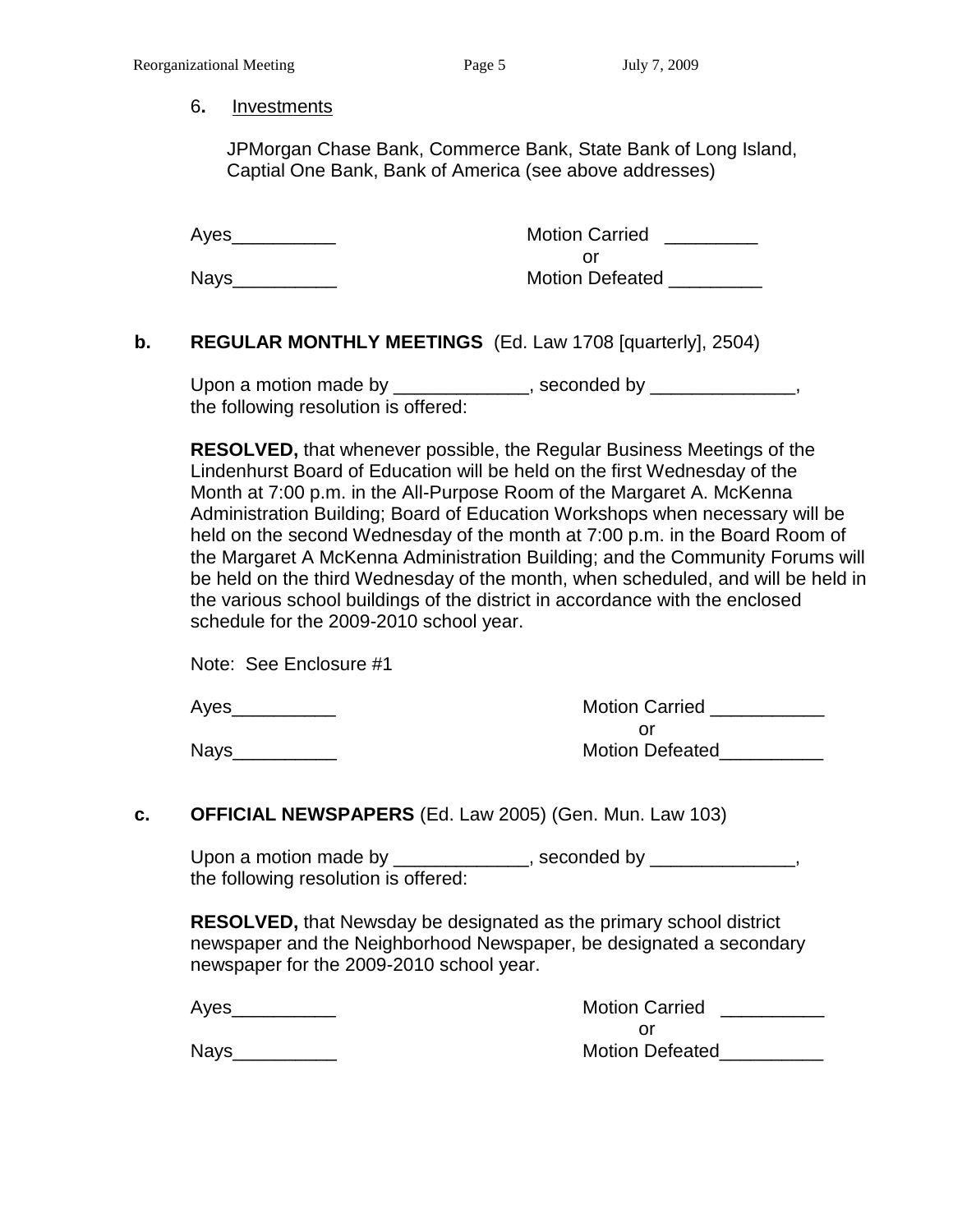6**.** Investments

JPMorgan Chase Bank, Commerce Bank, State Bank of Long Island, Captial One Bank, Bank of America (see above addresses)

Ayes__________ Motion Carried _________
or
Nays__________ Motion Defeated _________

**b. REGULAR MONTHLY MEETINGS** (Ed. Law 1708 [quarterly], 2504)

Upon a motion made by _____________, seconded by ______________, the following resolution is offered:

**RESOLVED,** that whenever possible, the Regular Business Meetings of the Lindenhurst Board of Education will be held on the first Wednesday of the Month at 7:00 p.m. in the All-Purpose Room of the Margaret A. McKenna Administration Building; Board of Education Workshops when necessary will be held on the second Wednesday of the month at 7:00 p.m. in the Board Room of the Margaret A McKenna Administration Building; and the Community Forums will be held on the third Wednesday of the month, when scheduled, and will be held in the various school buildings of the district in accordance with the enclosed schedule for the 2009-2010 school year.

Note: See Enclosure #1

Ayes__________ Motion Carried ___________
or
Nays__________ Motion Defeated__________

**c. OFFICIAL NEWSPAPERS** (Ed. Law 2005) (Gen. Mun. Law 103)

Upon a motion made by _____________, seconded by ______________, the following resolution is offered:

**RESOLVED,** that Newsday be designated as the primary school district newspaper and the Neighborhood Newspaper, be designated a secondary newspaper for the 2009-2010 school year.

Ayes__________ Motion Carried __________
or
Nays__________ Motion Defeated__________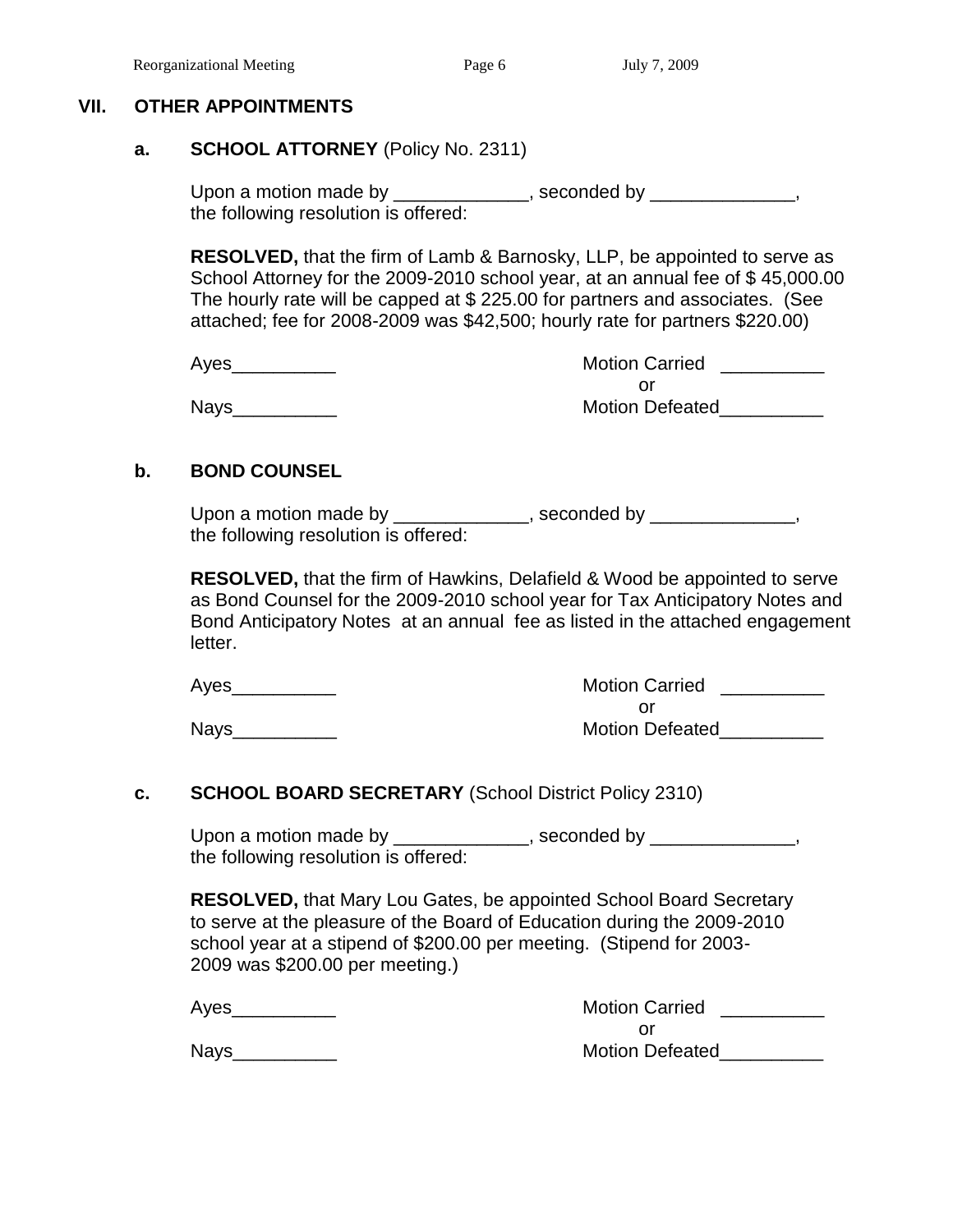## VII. OTHER APPOINTMENTS

### a. SCHOOL ATTORNEY (Policy No. 2311)

Upon a motion made by _____________, seconded by ______________, the following resolution is offered:

**RESOLVED,** that the firm of Lamb & Barnosky, LLP, be appointed to serve as School Attorney for the 2009-2010 school year, at an annual fee of $ 45,000.00 The hourly rate will be capped at $ 225.00 for partners and associates. (See attached; fee for 2008-2009 was $42,500; hourly rate for partners $220.00)

Ayes__________ Motion Carried __________
or
Nays__________ Motion Defeated__________

### b. BOND COUNSEL

Upon a motion made by _____________, seconded by ______________, the following resolution is offered:

**RESOLVED,** that the firm of Hawkins, Delafield & Wood be appointed to serve as Bond Counsel for the 2009-2010 school year for Tax Anticipatory Notes and Bond Anticipatory Notes at an annual fee as listed in the attached engagement letter.

Ayes__________ Motion Carried __________
or
Nays__________ Motion Defeated__________

### c. SCHOOL BOARD SECRETARY (School District Policy 2310)

Upon a motion made by _____________, seconded by ______________, the following resolution is offered:

**RESOLVED,** that Mary Lou Gates, be appointed School Board Secretary to serve at the pleasure of the Board of Education during the 2009-2010 school year at a stipend of $200.00 per meeting. (Stipend for 2003-2009 was $200.00 per meeting.)

Ayes__________ Motion Carried __________
or
Nays__________ Motion Defeated__________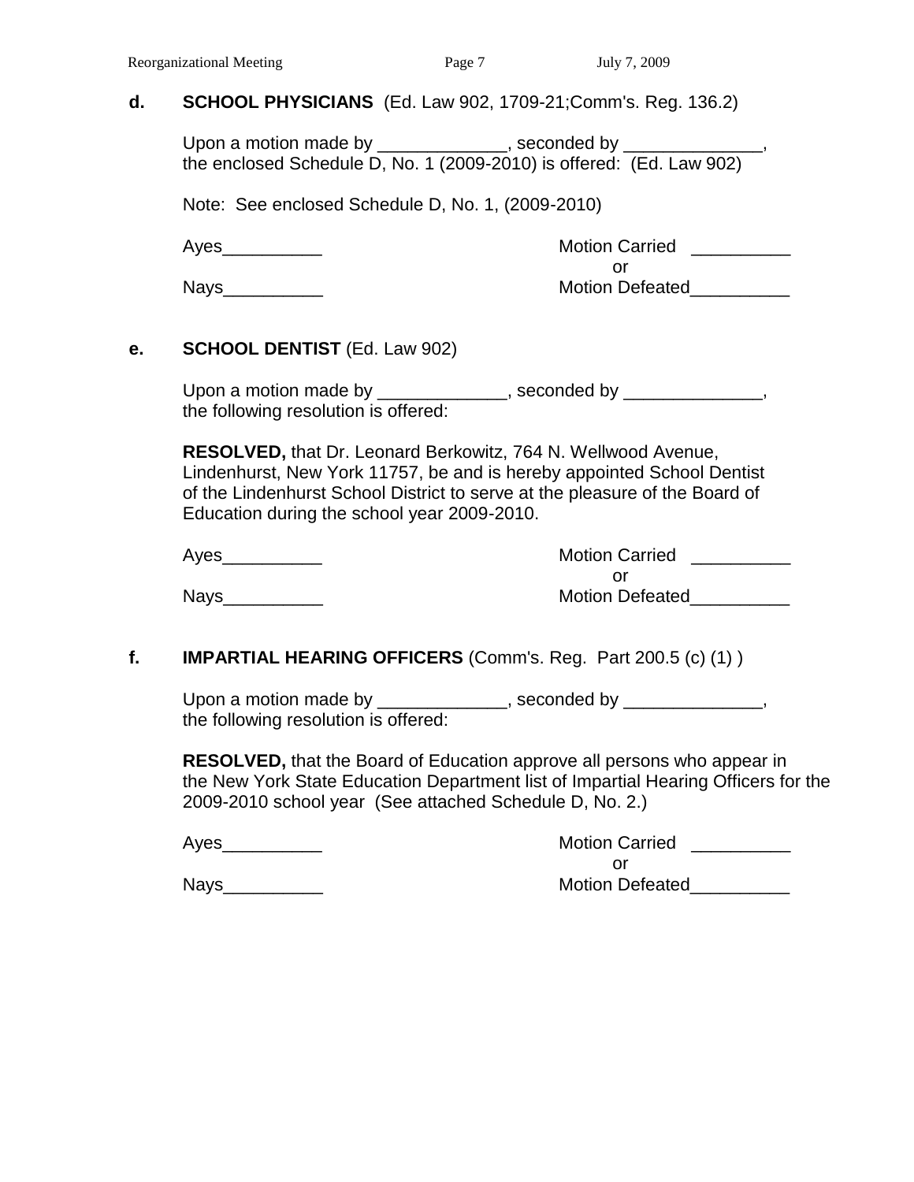**d. SCHOOL PHYSICIANS** (Ed. Law 902, 1709-21;Comm's. Reg. 136.2)

Upon a motion made by _____________, seconded by ______________, the enclosed Schedule D, No. 1 (2009-2010) is offered: (Ed. Law 902)

Note: See enclosed Schedule D, No. 1, (2009-2010)

Ayes__________ Motion Carried __________
or
Nays__________ Motion Defeated__________

**e. SCHOOL DENTIST** (Ed. Law 902)

Upon a motion made by _____________, seconded by ______________, the following resolution is offered:

**RESOLVED,** that Dr. Leonard Berkowitz, 764 N. Wellwood Avenue, Lindenhurst, New York 11757, be and is hereby appointed School Dentist of the Lindenhurst School District to serve at the pleasure of the Board of Education during the school year 2009-2010.

Ayes__________ Motion Carried __________
or
Nays__________ Motion Defeated__________

**f. IMPARTIAL HEARING OFFICERS** (Comm's. Reg. Part 200.5 (c) (1) )

Upon a motion made by _____________, seconded by ______________, the following resolution is offered:

**RESOLVED,** that the Board of Education approve all persons who appear in the New York State Education Department list of Impartial Hearing Officers for the 2009-2010 school year (See attached Schedule D, No. 2.)

Ayes__________ Motion Carried __________
or
Nays__________ Motion Defeated__________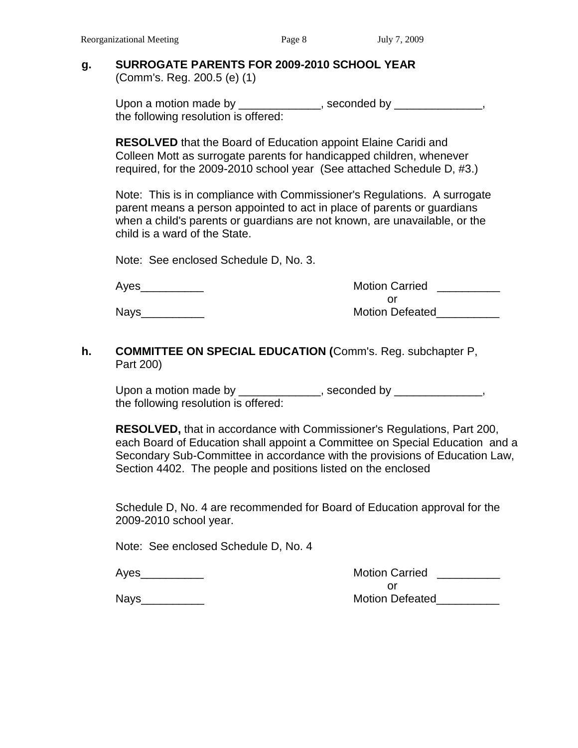**g. SURROGATE PARENTS FOR 2009-2010 SCHOOL YEAR**
(Comm's. Reg. 200.5 (e) (1)

Upon a motion made by _____________, seconded by ______________, the following resolution is offered:

**RESOLVED** that the Board of Education appoint Elaine Caridi and Colleen Mott as surrogate parents for handicapped children, whenever required, for the 2009-2010 school year (See attached Schedule D, #3.)

Note: This is in compliance with Commissioner's Regulations. A surrogate parent means a person appointed to act in place of parents or guardians when a child's parents or guardians are not known, are unavailable, or the child is a ward of the State.

Note: See enclosed Schedule D, No. 3.

Ayes__________ Motion Carried __________
or
Nays__________ Motion Defeated__________

**h. COMMITTEE ON SPECIAL EDUCATION (**Comm's. Reg. subchapter P, Part 200)

Upon a motion made by _____________, seconded by ______________, the following resolution is offered:

**RESOLVED,** that in accordance with Commissioner's Regulations, Part 200, each Board of Education shall appoint a Committee on Special Education and a Secondary Sub-Committee in accordance with the provisions of Education Law, Section 4402. The people and positions listed on the enclosed

Schedule D, No. 4 are recommended for Board of Education approval for the 2009-2010 school year.

Note: See enclosed Schedule D, No. 4

Ayes__________ Motion Carried __________
or
Nays__________ Motion Defeated__________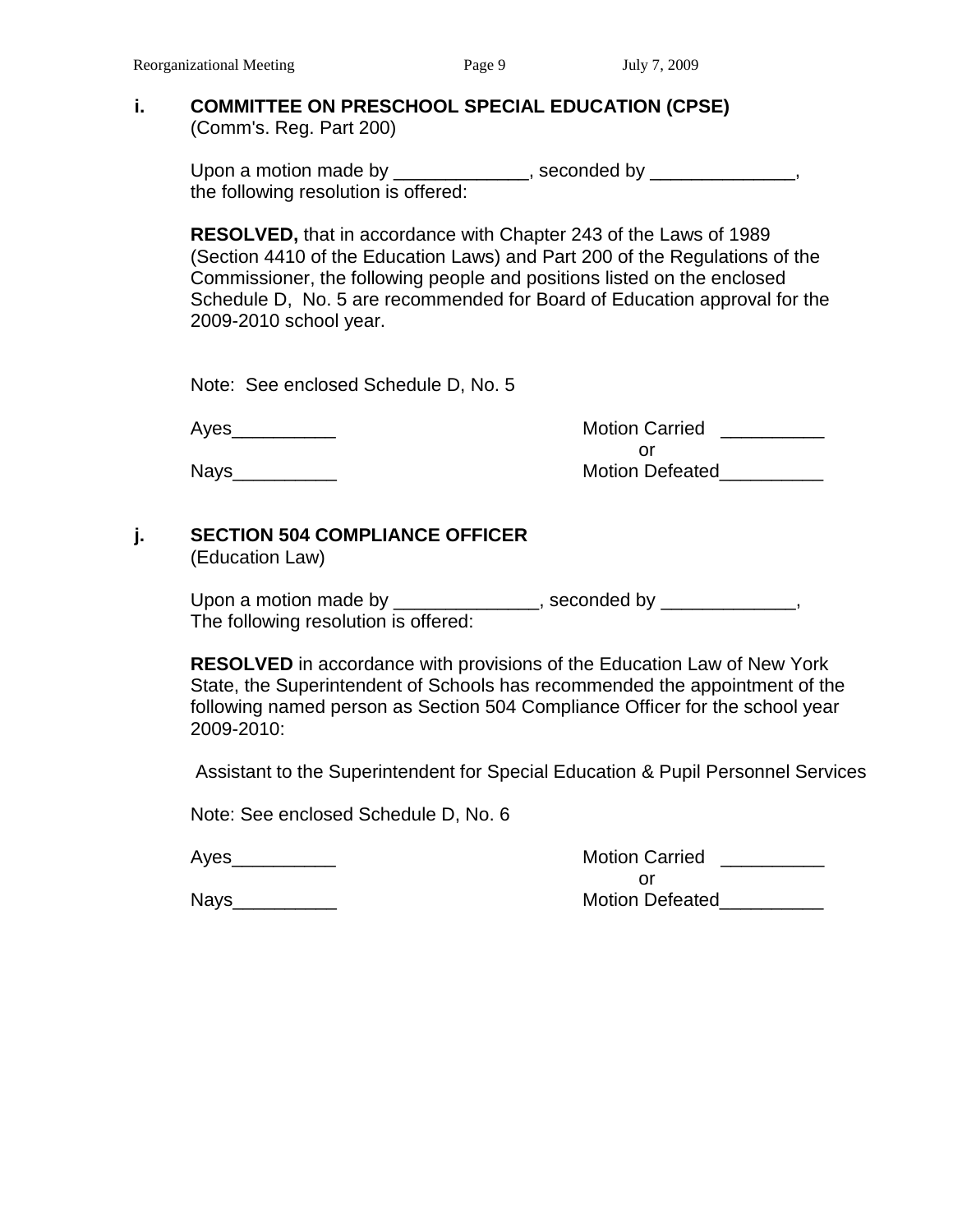**i. COMMITTEE ON PRESCHOOL SPECIAL EDUCATION (CPSE)**
(Comm's. Reg. Part 200)

Upon a motion made by _____________, seconded by ______________, the following resolution is offered:

**RESOLVED,** that in accordance with Chapter 243 of the Laws of 1989 (Section 4410 of the Education Laws) and Part 200 of the Regulations of the Commissioner, the following people and positions listed on the enclosed Schedule D, No. 5 are recommended for Board of Education approval for the 2009-2010 school year.

Note: See enclosed Schedule D, No. 5

Ayes__________ Motion Carried __________
or
Nays__________ Motion Defeated__________

**j. SECTION 504 COMPLIANCE OFFICER**
(Education Law)

Upon a motion made by ______________, seconded by _____________, The following resolution is offered:

**RESOLVED** in accordance with provisions of the Education Law of New York State, the Superintendent of Schools has recommended the appointment of the following named person as Section 504 Compliance Officer for the school year 2009-2010:

Assistant to the Superintendent for Special Education & Pupil Personnel Services

Note: See enclosed Schedule D, No. 6

Ayes__________ Motion Carried __________
or
Nays__________ Motion Defeated__________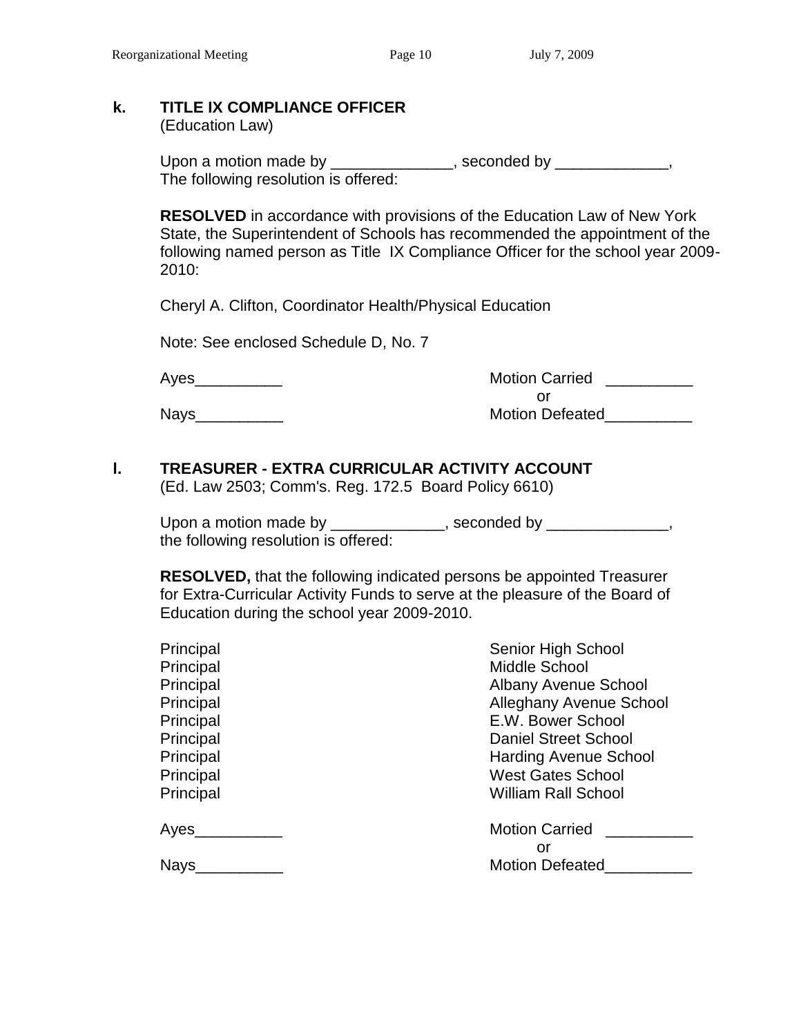### k. TITLE IX COMPLIANCE OFFICER

(Education Law)

Upon a motion made by ______________, seconded by _____________, The following resolution is offered:

**RESOLVED** in accordance with provisions of the Education Law of New York State, the Superintendent of Schools has recommended the appointment of the following named person as Title IX Compliance Officer for the school year 2009-2010:

Cheryl A. Clifton, Coordinator Health/Physical Education

Note: See enclosed Schedule D, No. 7

| | |
|---|---|
| Ayes__________ | Motion Carried __________ |
| | or |
| Nays__________ | Motion Defeated__________ |

### l. TREASURER - EXTRA CURRICULAR ACTIVITY ACCOUNT

(Ed. Law 2503; Comm's. Reg. 172.5 Board Policy 6610)

Upon a motion made by _____________, seconded by ______________, the following resolution is offered:

**RESOLVED,** that the following indicated persons be appointed Treasurer for Extra-Curricular Activity Funds to serve at the pleasure of the Board of Education during the school year 2009-2010.

| | |
|---|---|
| Principal | Senior High School |
| Principal | Middle School |
| Principal | Albany Avenue School |
| Principal | Alleghany Avenue School |
| Principal | E.W. Bower School |
| Principal | Daniel Street School |
| Principal | Harding Avenue School |
| Principal | West Gates School |
| Principal | William Rall School |

| | |
|---|---|
| Ayes__________ | Motion Carried __________ |
| | or |
| Nays__________ | Motion Defeated__________ |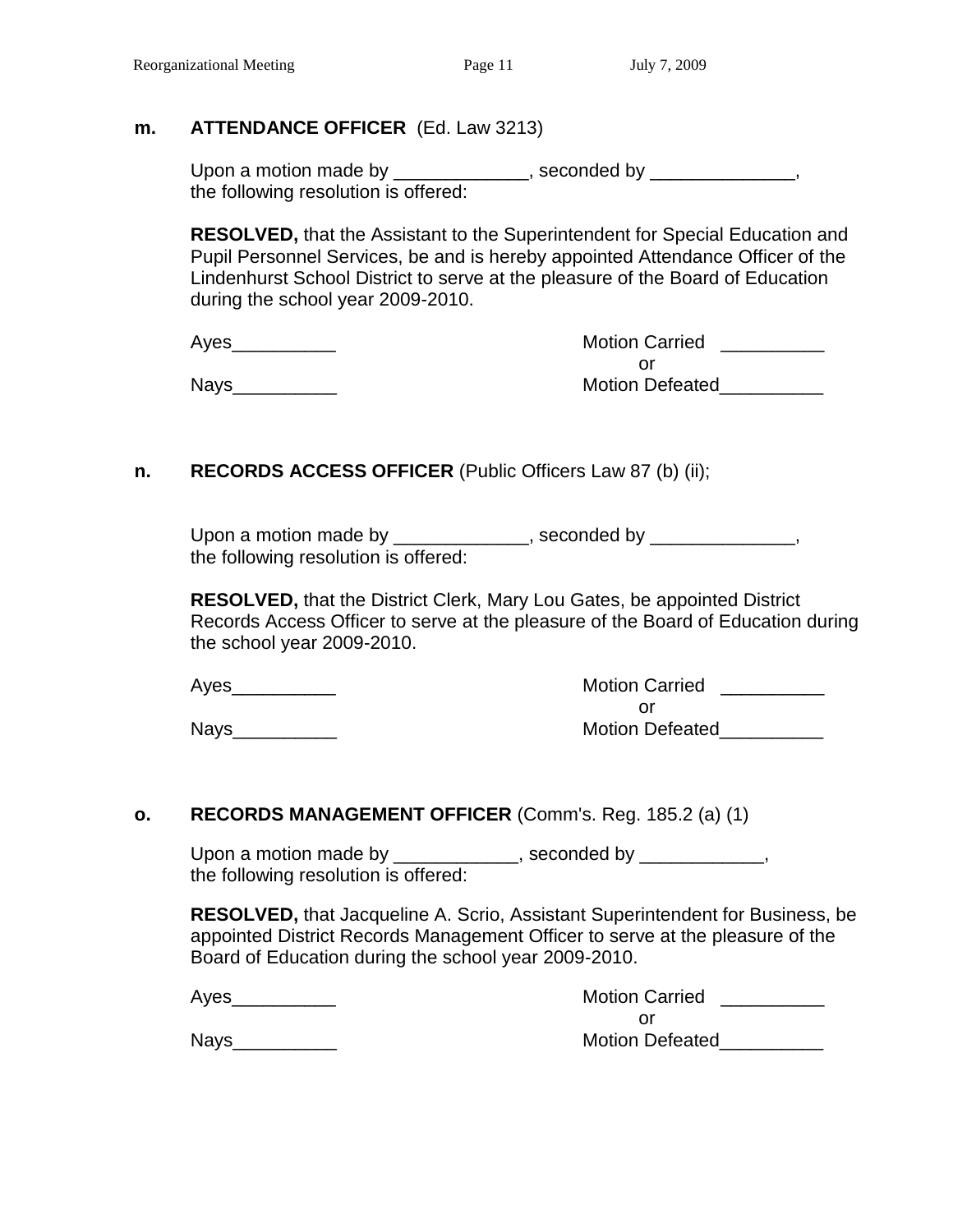**m. ATTENDANCE OFFICER** (Ed. Law 3213)

Upon a motion made by _____________, seconded by ______________, the following resolution is offered:

**RESOLVED,** that the Assistant to the Superintendent for Special Education and Pupil Personnel Services, be and is hereby appointed Attendance Officer of the Lindenhurst School District to serve at the pleasure of the Board of Education during the school year 2009-2010.

Ayes__________ Motion Carried __________
or
Nays__________ Motion Defeated__________

**n. RECORDS ACCESS OFFICER** (Public Officers Law 87 (b) (ii);

Upon a motion made by _____________, seconded by ______________, the following resolution is offered:

**RESOLVED,** that the District Clerk, Mary Lou Gates, be appointed District Records Access Officer to serve at the pleasure of the Board of Education during the school year 2009-2010.

Ayes__________ Motion Carried __________
or
Nays__________ Motion Defeated__________

**o. RECORDS MANAGEMENT OFFICER** (Comm's. Reg. 185.2 (a) (1)

Upon a motion made by ____________, seconded by ____________, the following resolution is offered:

**RESOLVED,** that Jacqueline A. Scrio, Assistant Superintendent for Business, be appointed District Records Management Officer to serve at the pleasure of the Board of Education during the school year 2009-2010.

Ayes__________ Motion Carried __________
or
Nays__________ Motion Defeated__________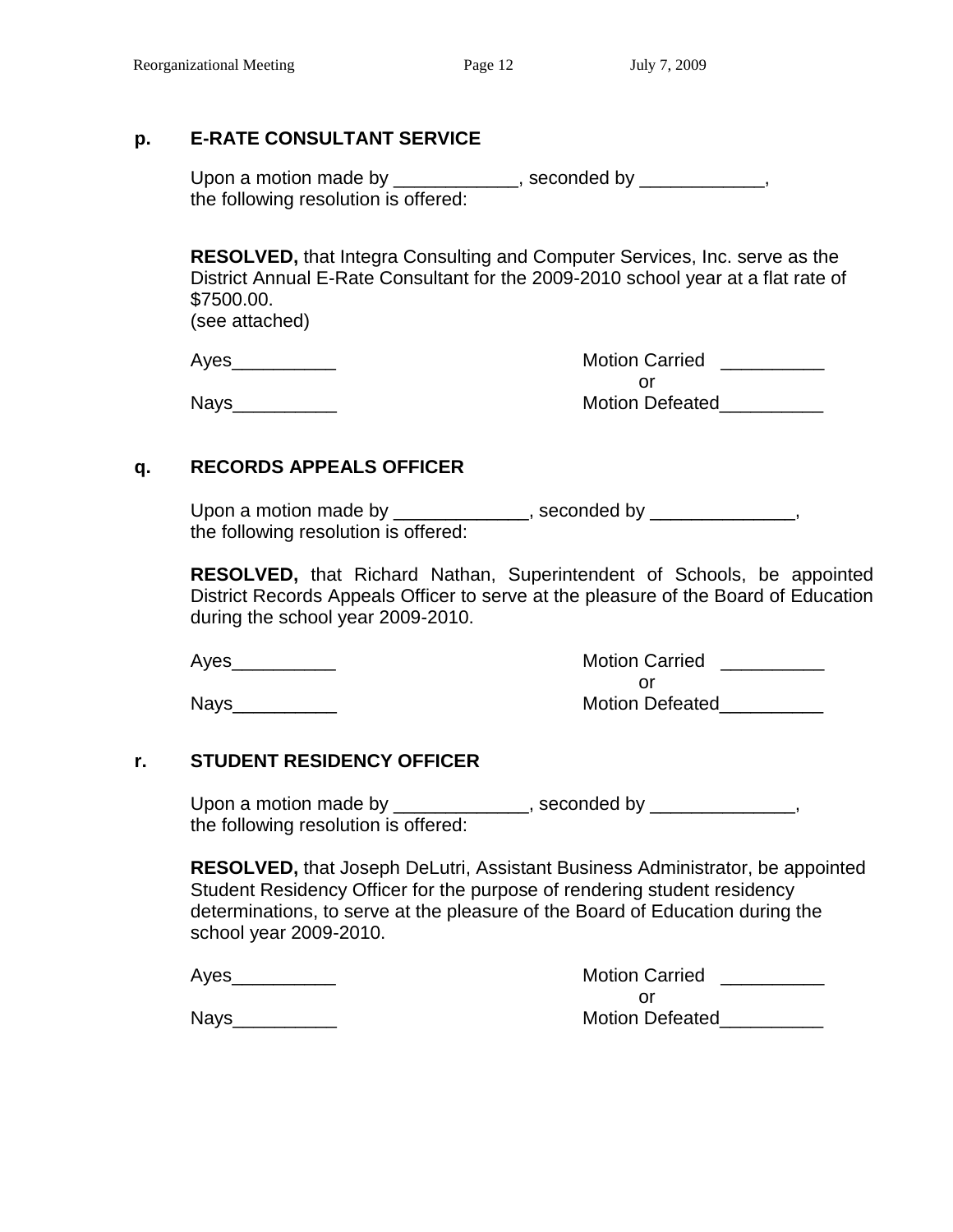**p. E-RATE CONSULTANT SERVICE**

Upon a motion made by ____________, seconded by ____________, the following resolution is offered:

**RESOLVED,** that Integra Consulting and Computer Services, Inc. serve as the District Annual E-Rate Consultant for the 2009-2010 school year at a flat rate of $7500.00.
(see attached)

Ayes__________ Motion Carried __________
or
Nays__________ Motion Defeated__________

**q. RECORDS APPEALS OFFICER**

Upon a motion made by _____________, seconded by ______________, the following resolution is offered:

**RESOLVED,** that Richard Nathan, Superintendent of Schools, be appointed District Records Appeals Officer to serve at the pleasure of the Board of Education during the school year 2009-2010.

Ayes__________ Motion Carried __________
or
Nays__________ Motion Defeated__________

**r. STUDENT RESIDENCY OFFICER**

Upon a motion made by _____________, seconded by ______________, the following resolution is offered:

**RESOLVED,** that Joseph DeLutri, Assistant Business Administrator, be appointed Student Residency Officer for the purpose of rendering student residency determinations, to serve at the pleasure of the Board of Education during the school year 2009-2010.

Ayes__________ Motion Carried __________
or
Nays__________ Motion Defeated__________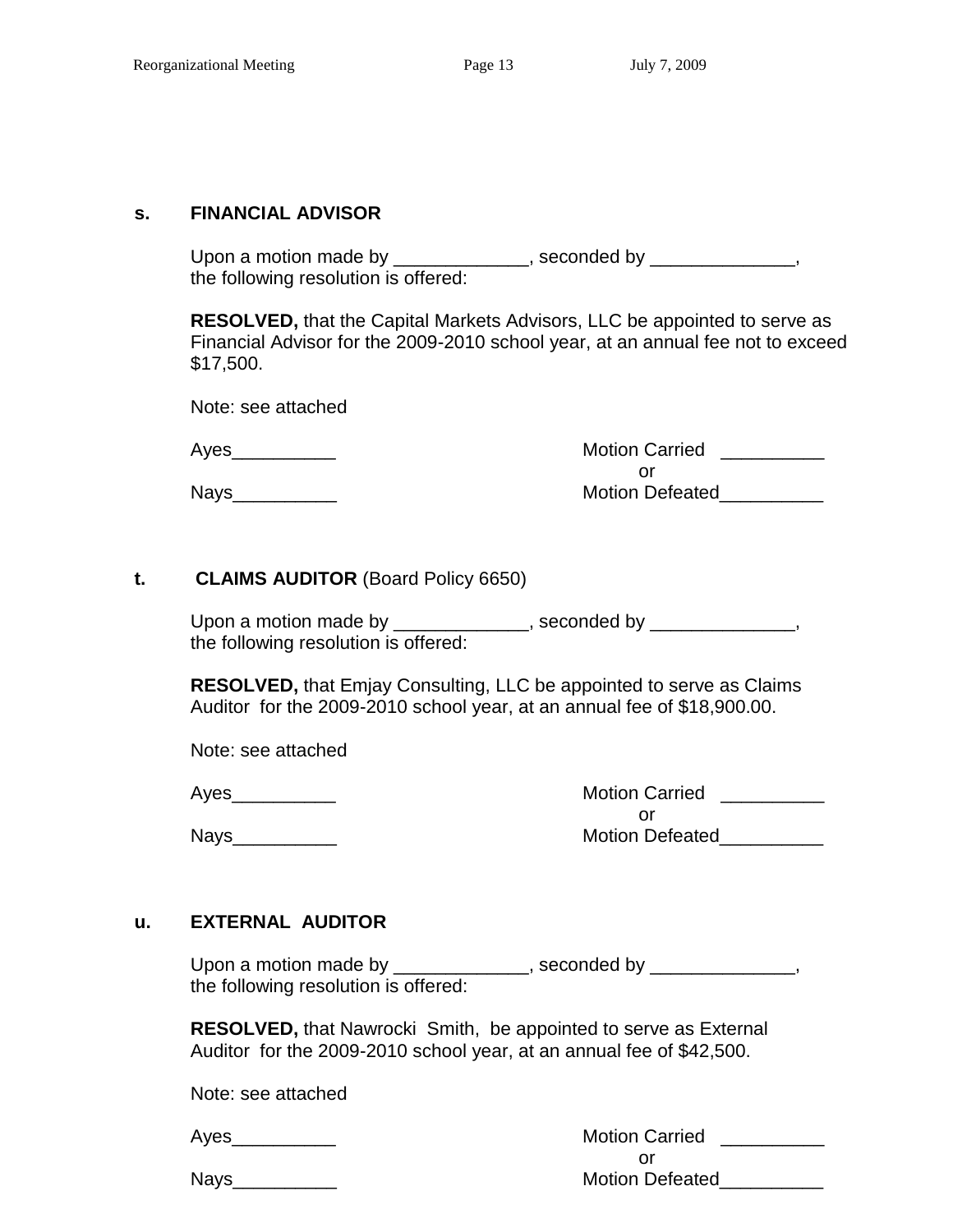**s. FINANCIAL ADVISOR**

Upon a motion made by _____________, seconded by ______________, the following resolution is offered:

**RESOLVED,** that the Capital Markets Advisors, LLC be appointed to serve as Financial Advisor for the 2009-2010 school year, at an annual fee not to exceed $17,500.

Note: see attached

Ayes__________ Motion Carried __________
or
Nays__________ Motion Defeated__________

**t. CLAIMS AUDITOR** (Board Policy 6650)

Upon a motion made by _____________, seconded by ______________, the following resolution is offered:

**RESOLVED,** that Emjay Consulting, LLC be appointed to serve as Claims Auditor for the 2009-2010 school year, at an annual fee of $18,900.00.

Note: see attached

Ayes__________ Motion Carried __________
or
Nays__________ Motion Defeated__________

**u. EXTERNAL AUDITOR**

Upon a motion made by _____________, seconded by ______________, the following resolution is offered:

**RESOLVED,** that Nawrocki Smith, be appointed to serve as External Auditor for the 2009-2010 school year, at an annual fee of $42,500.

Note: see attached

Ayes__________ Motion Carried __________
or
Nays__________ Motion Defeated__________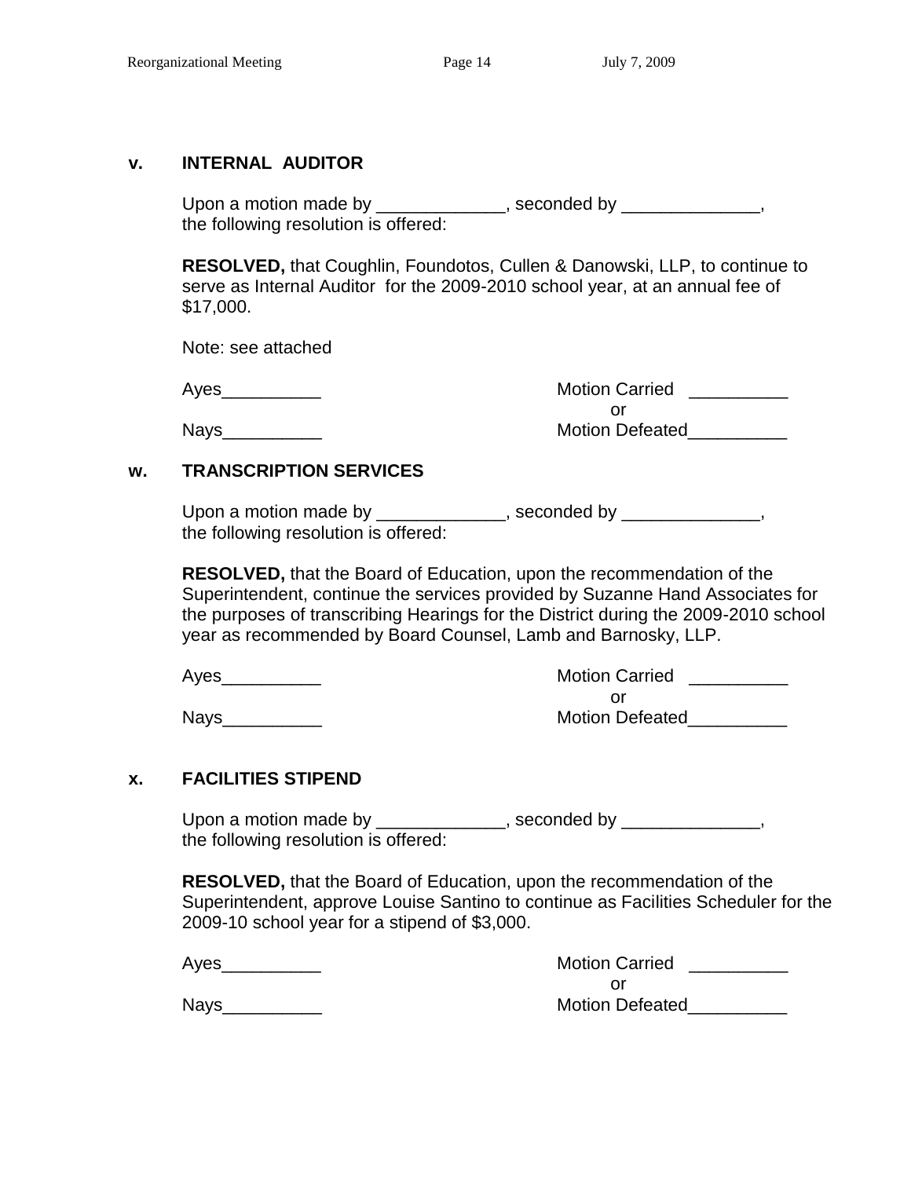**v. INTERNAL AUDITOR**

Upon a motion made by _____________, seconded by ______________, the following resolution is offered:

**RESOLVED,** that Coughlin, Foundotos, Cullen & Danowski, LLP, to continue to serve as Internal Auditor for the 2009-2010 school year, at an annual fee of $17,000.

Note: see attached

Ayes__________ Motion Carried __________
or
Nays__________ Motion Defeated__________

**w. TRANSCRIPTION SERVICES**

Upon a motion made by _____________, seconded by ______________, the following resolution is offered:

**RESOLVED,** that the Board of Education, upon the recommendation of the Superintendent, continue the services provided by Suzanne Hand Associates for the purposes of transcribing Hearings for the District during the 2009-2010 school year as recommended by Board Counsel, Lamb and Barnosky, LLP.

Ayes__________ Motion Carried __________
or
Nays__________ Motion Defeated__________

**x. FACILITIES STIPEND**

Upon a motion made by _____________, seconded by ______________, the following resolution is offered:

**RESOLVED,** that the Board of Education, upon the recommendation of the Superintendent, approve Louise Santino to continue as Facilities Scheduler for the 2009-10 school year for a stipend of $3,000.

Ayes__________ Motion Carried __________
or
Nays__________ Motion Defeated__________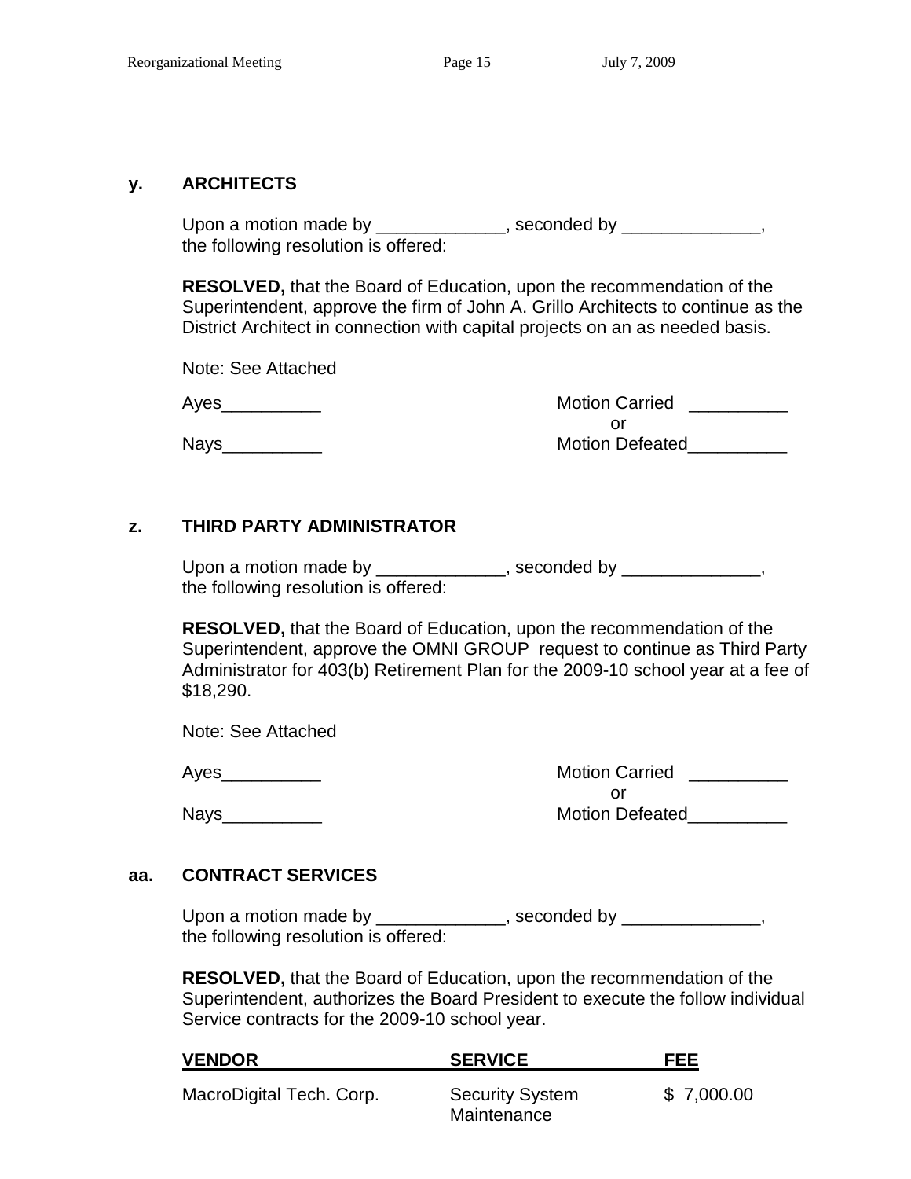## y. ARCHITECTS

Upon a motion made by _____________, seconded by ______________, the following resolution is offered:

**RESOLVED,** that the Board of Education, upon the recommendation of the Superintendent, approve the firm of John A. Grillo Architects to continue as the District Architect in connection with capital projects on an as needed basis.

Note: See Attached

Ayes__________ Motion Carried __________
or
Nays__________ Motion Defeated__________

## z. THIRD PARTY ADMINISTRATOR

Upon a motion made by _____________, seconded by ______________, the following resolution is offered:

**RESOLVED,** that the Board of Education, upon the recommendation of the Superintendent, approve the OMNI GROUP request to continue as Third Party Administrator for 403(b) Retirement Plan for the 2009-10 school year at a fee of $18,290.

Note: See Attached

Ayes__________ Motion Carried __________
or
Nays__________ Motion Defeated__________

## aa. CONTRACT SERVICES

Upon a motion made by _____________, seconded by ______________, the following resolution is offered:

**RESOLVED,** that the Board of Education, upon the recommendation of the Superintendent, authorizes the Board President to execute the follow individual Service contracts for the 2009-10 school year.

| VENDOR | SERVICE | FEE |
|---|---|---|
| MacroDigital Tech. Corp. | Security System Maintenance | $ 7,000.00 |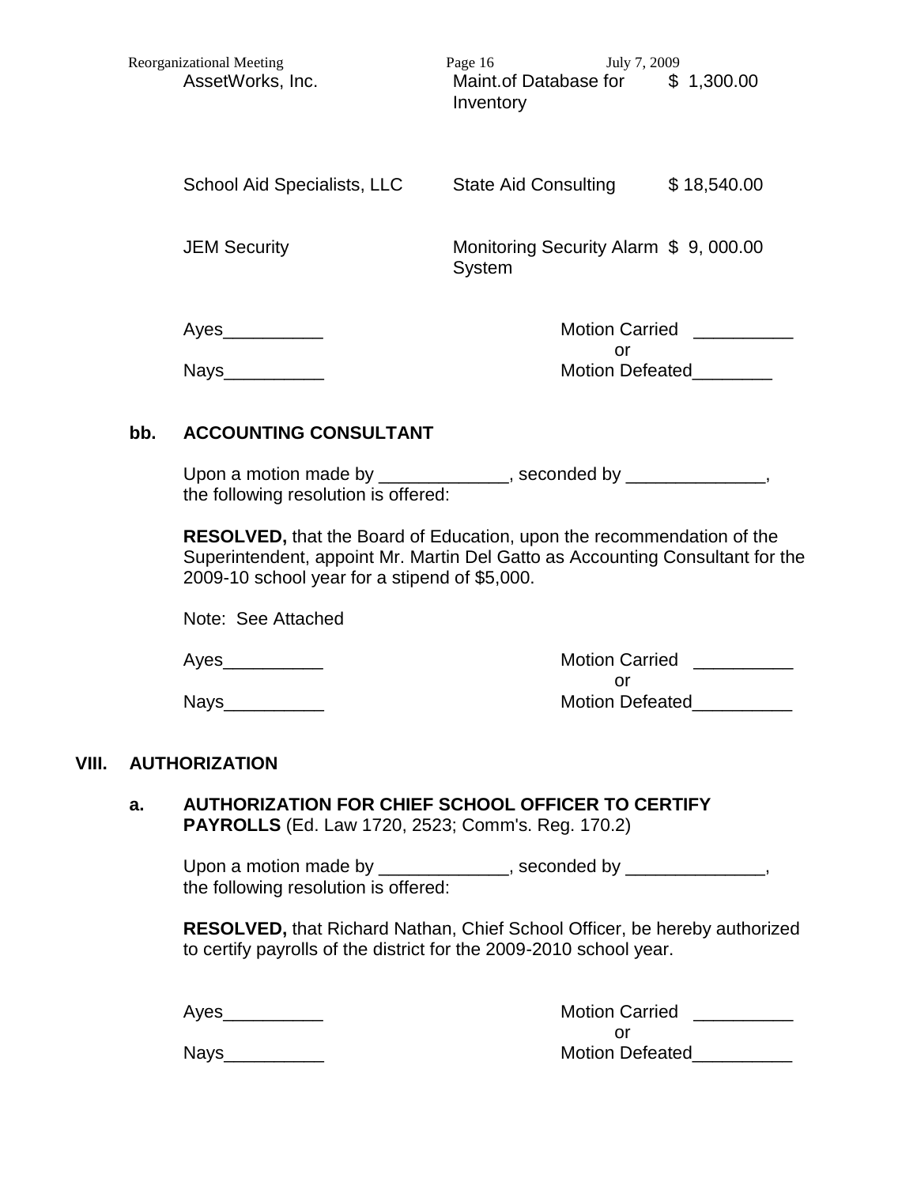| | | |
|---|---|---|
| AssetWorks, Inc. | Maint.of Database for Inventory | $ 1,300.00 |
| School Aid Specialists, LLC | State Aid Consulting | $ 18,540.00 |
| JEM Security | Monitoring Security Alarm System | $ 9, 000.00 |

Ayes__________ Motion Carried __________
or
Nays__________ Motion Defeated________

**bb. ACCOUNTING CONSULTANT**

Upon a motion made by _____________, seconded by ______________, the following resolution is offered:

**RESOLVED,** that the Board of Education, upon the recommendation of the Superintendent, appoint Mr. Martin Del Gatto as Accounting Consultant for the 2009-10 school year for a stipend of $5,000.

Note: See Attached

Ayes__________ Motion Carried __________
or
Nays__________ Motion Defeated__________

## VIII. AUTHORIZATION

**a. AUTHORIZATION FOR CHIEF SCHOOL OFFICER TO CERTIFY PAYROLLS** (Ed. Law 1720, 2523; Comm's. Reg. 170.2)

Upon a motion made by _____________, seconded by ______________, the following resolution is offered:

**RESOLVED,** that Richard Nathan, Chief School Officer, be hereby authorized to certify payrolls of the district for the 2009-2010 school year.

Ayes__________ Motion Carried __________
or
Nays__________ Motion Defeated__________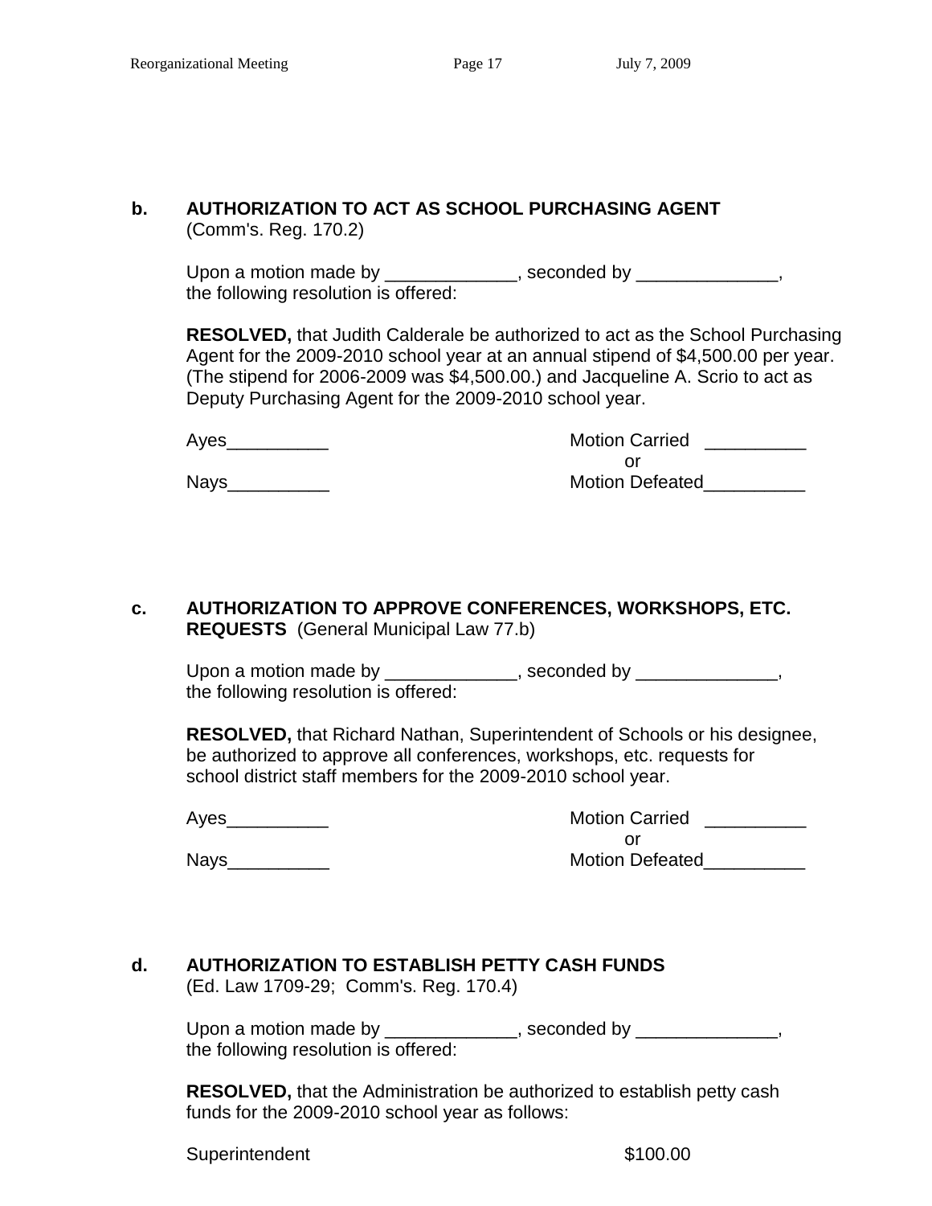**b. AUTHORIZATION TO ACT AS SCHOOL PURCHASING AGENT**
(Comm's. Reg. 170.2)

Upon a motion made by _____________, seconded by ______________, the following resolution is offered:

**RESOLVED,** that Judith Calderale be authorized to act as the School Purchasing Agent for the 2009-2010 school year at an annual stipend of $4,500.00 per year. (The stipend for 2006-2009 was $4,500.00.) and Jacqueline A. Scrio to act as Deputy Purchasing Agent for the 2009-2010 school year.

Ayes__________ Motion Carried __________
or
Nays__________ Motion Defeated__________

**c. AUTHORIZATION TO APPROVE CONFERENCES, WORKSHOPS, ETC. REQUESTS** (General Municipal Law 77.b)

Upon a motion made by _____________, seconded by ______________, the following resolution is offered:

**RESOLVED,** that Richard Nathan, Superintendent of Schools or his designee, be authorized to approve all conferences, workshops, etc. requests for school district staff members for the 2009-2010 school year.

Ayes__________ Motion Carried __________
or
Nays__________ Motion Defeated__________

**d. AUTHORIZATION TO ESTABLISH PETTY CASH FUNDS**
(Ed. Law 1709-29; Comm's. Reg. 170.4)

Upon a motion made by _____________, seconded by ______________, the following resolution is offered:

**RESOLVED,** that the Administration be authorized to establish petty cash funds for the 2009-2010 school year as follows:

Superintendent $100.00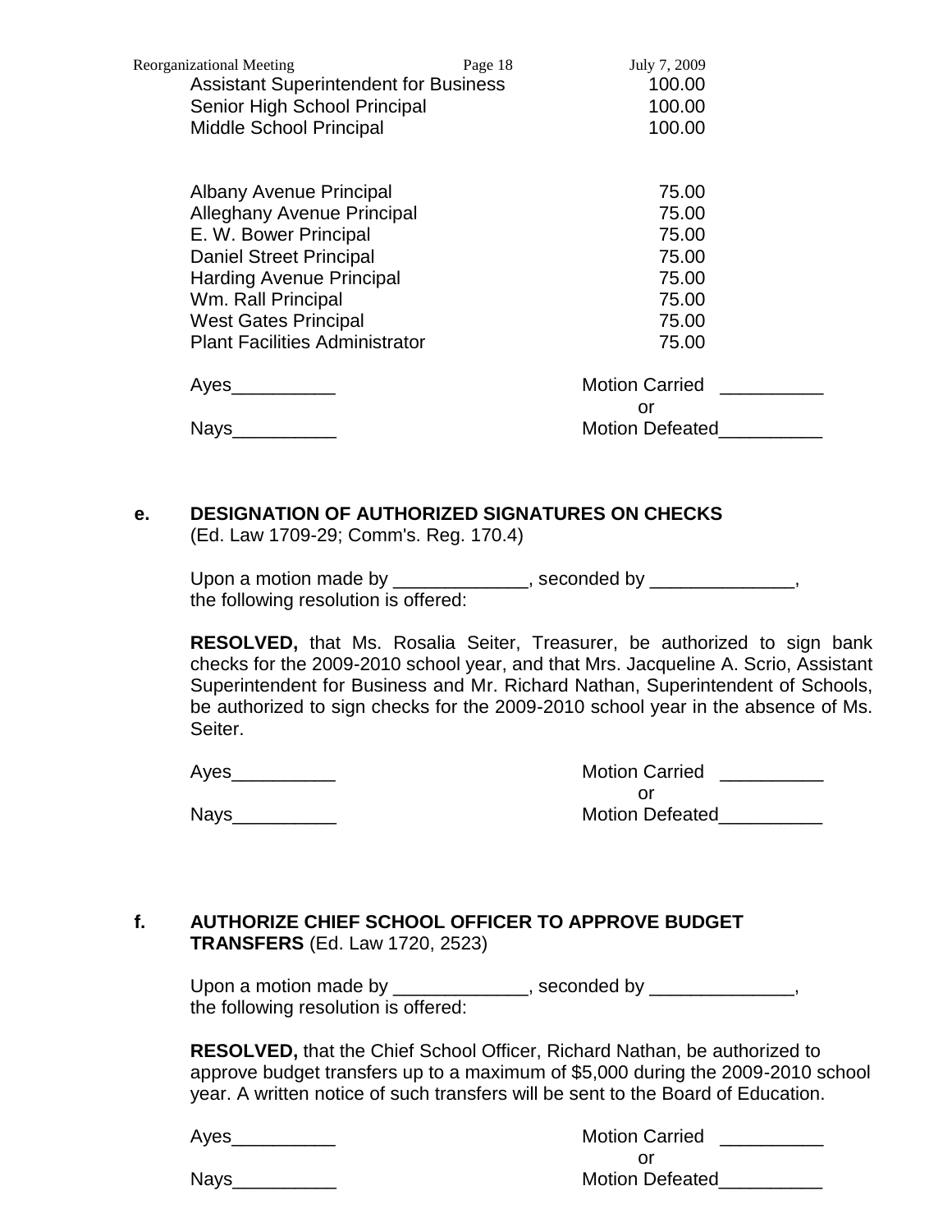| | |
|---|---|
| Assistant Superintendent for Business | 100.00 |
| Senior High School Principal | 100.00 |
| Middle School Principal | 100.00 |
| | |
| Albany Avenue Principal | 75.00 |
| Alleghany Avenue Principal | 75.00 |
| E. W. Bower Principal | 75.00 |
| Daniel Street Principal | 75.00 |
| Harding Avenue Principal | 75.00 |
| Wm. Rall Principal | 75.00 |
| West Gates Principal | 75.00 |
| Plant Facilities Administrator | 75.00 |

Ayes__________ Motion Carried __________
or
Nays__________ Motion Defeated__________

**e. DESIGNATION OF AUTHORIZED SIGNATURES ON CHECKS**
(Ed. Law 1709-29; Comm's. Reg. 170.4)

Upon a motion made by _____________, seconded by ______________, the following resolution is offered:

**RESOLVED,** that Ms. Rosalia Seiter, Treasurer, be authorized to sign bank checks for the 2009-2010 school year, and that Mrs. Jacqueline A. Scrio, Assistant Superintendent for Business and Mr. Richard Nathan, Superintendent of Schools, be authorized to sign checks for the 2009-2010 school year in the absence of Ms. Seiter.

Ayes__________ Motion Carried __________
or
Nays__________ Motion Defeated__________

**f. AUTHORIZE CHIEF SCHOOL OFFICER TO APPROVE BUDGET TRANSFERS** (Ed. Law 1720, 2523)

Upon a motion made by _____________, seconded by ______________, the following resolution is offered:

**RESOLVED,** that the Chief School Officer, Richard Nathan, be authorized to approve budget transfers up to a maximum of $5,000 during the 2009-2010 school year. A written notice of such transfers will be sent to the Board of Education.

Ayes__________ Motion Carried __________
or
Nays__________ Motion Defeated__________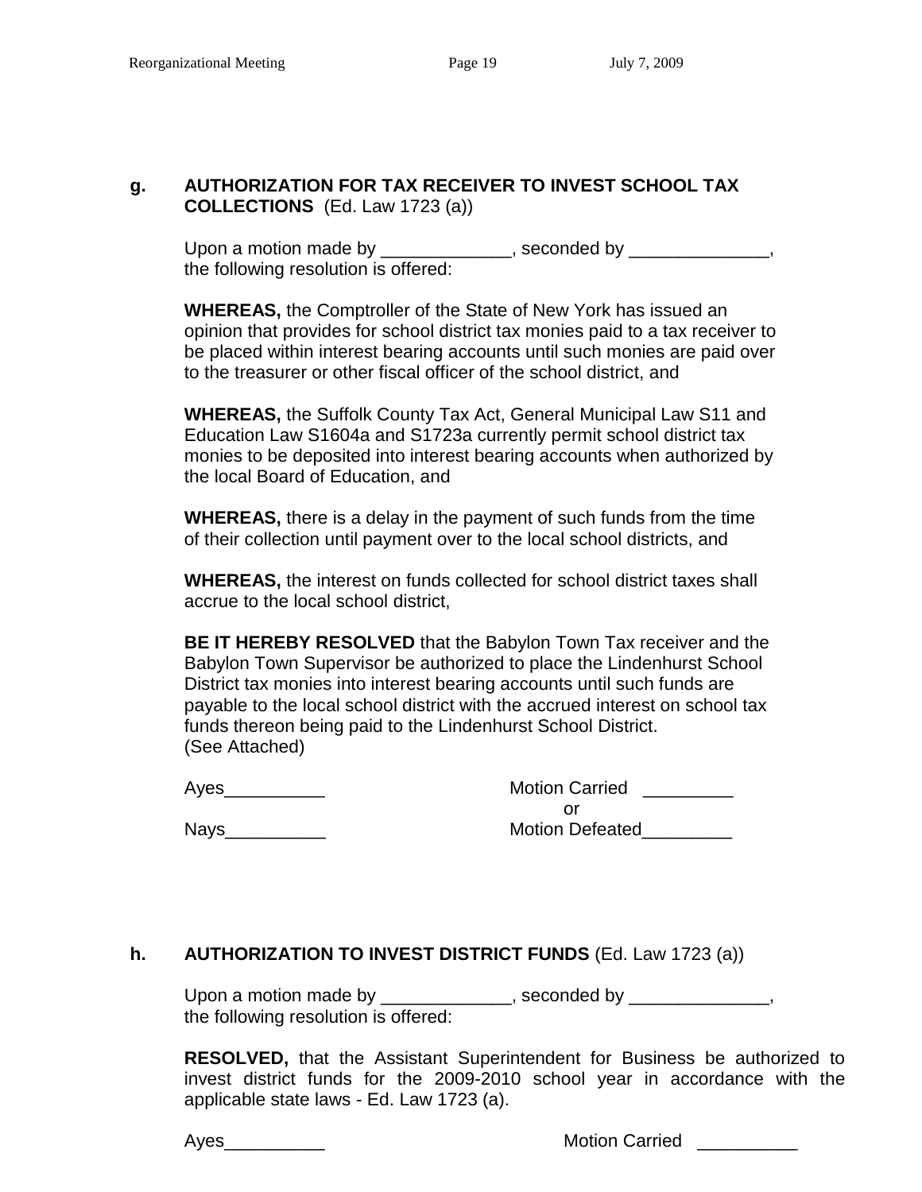**g. AUTHORIZATION FOR TAX RECEIVER TO INVEST SCHOOL TAX COLLECTIONS** (Ed. Law 1723 (a))

Upon a motion made by _____________, seconded by ______________, the following resolution is offered:

**WHEREAS,** the Comptroller of the State of New York has issued an opinion that provides for school district tax monies paid to a tax receiver to be placed within interest bearing accounts until such monies are paid over to the treasurer or other fiscal officer of the school district, and

**WHEREAS,** the Suffolk County Tax Act, General Municipal Law S11 and Education Law S1604a and S1723a currently permit school district tax monies to be deposited into interest bearing accounts when authorized by the local Board of Education, and

**WHEREAS,** there is a delay in the payment of such funds from the time of their collection until payment over to the local school districts, and

**WHEREAS,** the interest on funds collected for school district taxes shall accrue to the local school district,

**BE IT HEREBY RESOLVED** that the Babylon Town Tax receiver and the Babylon Town Supervisor be authorized to place the Lindenhurst School District tax monies into interest bearing accounts until such funds are payable to the local school district with the accrued interest on school tax funds thereon being paid to the Lindenhurst School District.
(See Attached)

Ayes__________ Motion Carried _________
or
Nays__________ Motion Defeated_________

**h. AUTHORIZATION TO INVEST DISTRICT FUNDS** (Ed. Law 1723 (a))

Upon a motion made by _____________, seconded by ______________, the following resolution is offered:

**RESOLVED,** that the Assistant Superintendent for Business be authorized to invest district funds for the 2009-2010 school year in accordance with the applicable state laws - Ed. Law 1723 (a).

Ayes__________ Motion Carried __________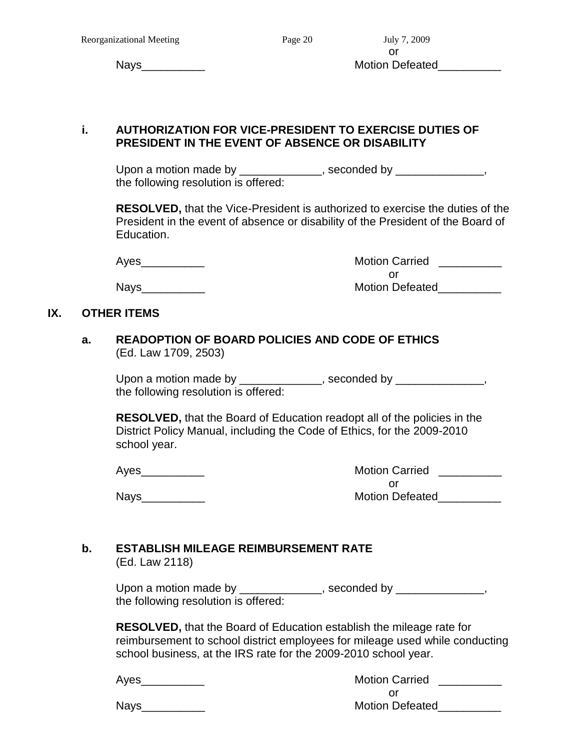or

Nays__________ Motion Defeated__________

**i. AUTHORIZATION FOR VICE-PRESIDENT TO EXERCISE DUTIES OF PRESIDENT IN THE EVENT OF ABSENCE OR DISABILITY**

Upon a motion made by _____________, seconded by ______________, the following resolution is offered:

**RESOLVED,** that the Vice-President is authorized to exercise the duties of the President in the event of absence or disability of the President of the Board of Education.

Ayes__________ Motion Carried __________
or
Nays__________ Motion Defeated__________

## IX. OTHER ITEMS

**a. READOPTION OF BOARD POLICIES AND CODE OF ETHICS**
(Ed. Law 1709, 2503)

Upon a motion made by _____________, seconded by ______________, the following resolution is offered:

**RESOLVED,** that the Board of Education readopt all of the policies in the District Policy Manual, including the Code of Ethics, for the 2009-2010 school year.

Ayes__________ Motion Carried __________
or
Nays__________ Motion Defeated__________

**b. ESTABLISH MILEAGE REIMBURSEMENT RATE**
(Ed. Law 2118)

Upon a motion made by _____________, seconded by ______________, the following resolution is offered:

**RESOLVED,** that the Board of Education establish the mileage rate for reimbursement to school district employees for mileage used while conducting school business, at the IRS rate for the 2009-2010 school year.

Ayes__________ Motion Carried __________
or
Nays__________ Motion Defeated__________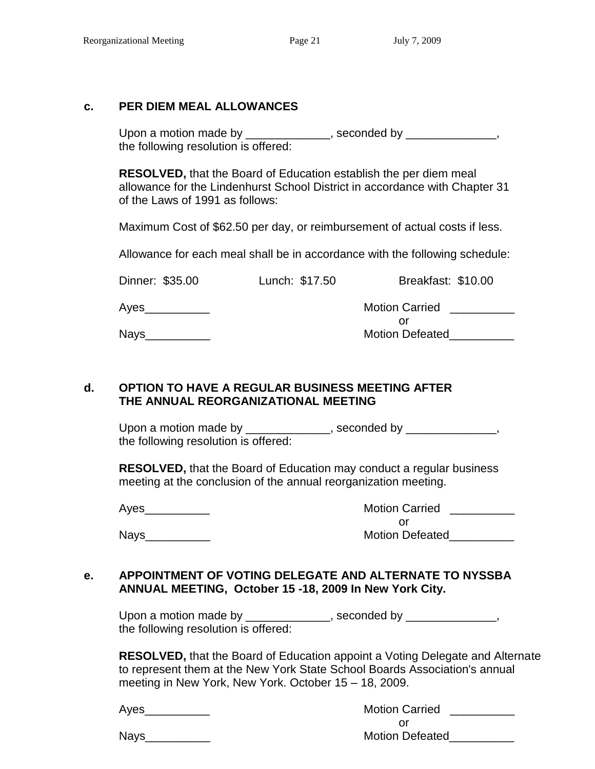### c. PER DIEM MEAL ALLOWANCES

Upon a motion made by _____________, seconded by ______________, the following resolution is offered:

**RESOLVED,** that the Board of Education establish the per diem meal allowance for the Lindenhurst School District in accordance with Chapter 31 of the Laws of 1991 as follows:

Maximum Cost of $62.50 per day, or reimbursement of actual costs if less.

Allowance for each meal shall be in accordance with the following schedule:

Dinner: $35.00 Lunch: $17.50 Breakfast: $10.00

Ayes__________ Motion Carried __________
or
Nays__________ Motion Defeated__________

### d. OPTION TO HAVE A REGULAR BUSINESS MEETING AFTER THE ANNUAL REORGANIZATIONAL MEETING

Upon a motion made by _____________, seconded by ______________, the following resolution is offered:

**RESOLVED,** that the Board of Education may conduct a regular business meeting at the conclusion of the annual reorganization meeting.

Ayes__________ Motion Carried __________
or
Nays__________ Motion Defeated__________

### e. APPOINTMENT OF VOTING DELEGATE AND ALTERNATE TO NYSSBA ANNUAL MEETING, October 15 -18, 2009 In New York City.

Upon a motion made by _____________, seconded by ______________, the following resolution is offered:

**RESOLVED,** that the Board of Education appoint a Voting Delegate and Alternate to represent them at the New York State School Boards Association's annual meeting in New York, New York. October 15 – 18, 2009.

Ayes__________ Motion Carried __________
or
Nays__________ Motion Defeated__________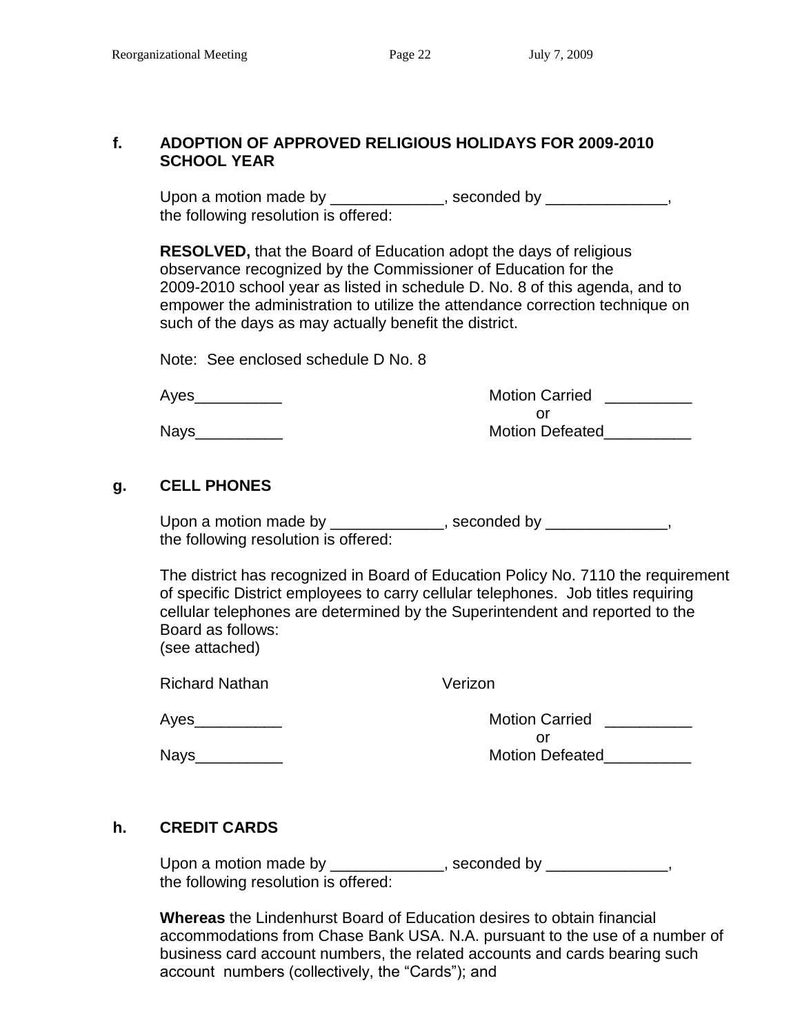**f. ADOPTION OF APPROVED RELIGIOUS HOLIDAYS FOR 2009-2010 SCHOOL YEAR**

Upon a motion made by _____________, seconded by ______________, the following resolution is offered:

**RESOLVED,** that the Board of Education adopt the days of religious observance recognized by the Commissioner of Education for the 2009-2010 school year as listed in schedule D. No. 8 of this agenda, and to empower the administration to utilize the attendance correction technique on such of the days as may actually benefit the district.

Note: See enclosed schedule D No. 8

Ayes__________ Motion Carried __________
or
Nays__________ Motion Defeated__________

**g. CELL PHONES**

Upon a motion made by _____________, seconded by ______________, the following resolution is offered:

The district has recognized in Board of Education Policy No. 7110 the requirement of specific District employees to carry cellular telephones. Job titles requiring cellular telephones are determined by the Superintendent and reported to the Board as follows:
(see attached)

Richard Nathan Verizon

Ayes__________ Motion Carried __________
or
Nays__________ Motion Defeated__________

**h. CREDIT CARDS**

Upon a motion made by _____________, seconded by ______________, the following resolution is offered:

**Whereas** the Lindenhurst Board of Education desires to obtain financial accommodations from Chase Bank USA. N.A. pursuant to the use of a number of business card account numbers, the related accounts and cards bearing such account numbers (collectively, the "Cards"); and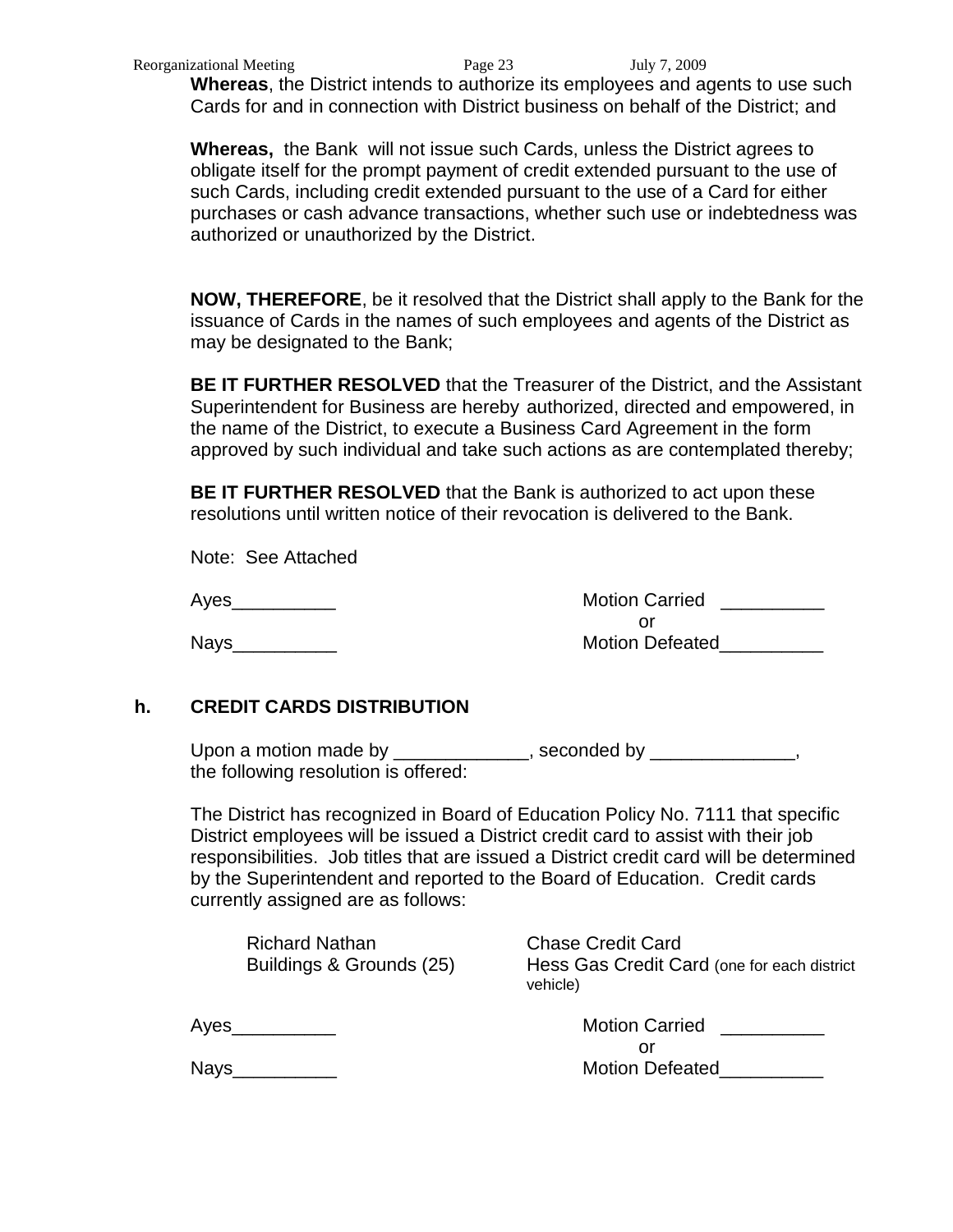**Whereas**, the District intends to authorize its employees and agents to use such Cards for and in connection with District business on behalf of the District; and

**Whereas,** the Bank will not issue such Cards, unless the District agrees to obligate itself for the prompt payment of credit extended pursuant to the use of such Cards, including credit extended pursuant to the use of a Card for either purchases or cash advance transactions, whether such use or indebtedness was authorized or unauthorized by the District.

**NOW, THEREFORE**, be it resolved that the District shall apply to the Bank for the issuance of Cards in the names of such employees and agents of the District as may be designated to the Bank;

**BE IT FURTHER RESOLVED** that the Treasurer of the District, and the Assistant Superintendent for Business are hereby authorized, directed and empowered, in the name of the District, to execute a Business Card Agreement in the form approved by such individual and take such actions as are contemplated thereby;

**BE IT FURTHER RESOLVED** that the Bank is authorized to act upon these resolutions until written notice of their revocation is delivered to the Bank.

Note: See Attached

Ayes__________ Motion Carried __________
or
Nays__________ Motion Defeated__________

### h. CREDIT CARDS DISTRIBUTION

Upon a motion made by _____________, seconded by ______________, the following resolution is offered:

The District has recognized in Board of Education Policy No. 7111 that specific District employees will be issued a District credit card to assist with their job responsibilities. Job titles that are issued a District credit card will be determined by the Superintendent and reported to the Board of Education. Credit cards currently assigned are as follows:

| | |
|---|---|
| Richard Nathan | Chase Credit Card |
| Buildings & Grounds (25) | Hess Gas Credit Card (one for each district vehicle) |

Ayes__________ Motion Carried __________
or
Nays__________ Motion Defeated__________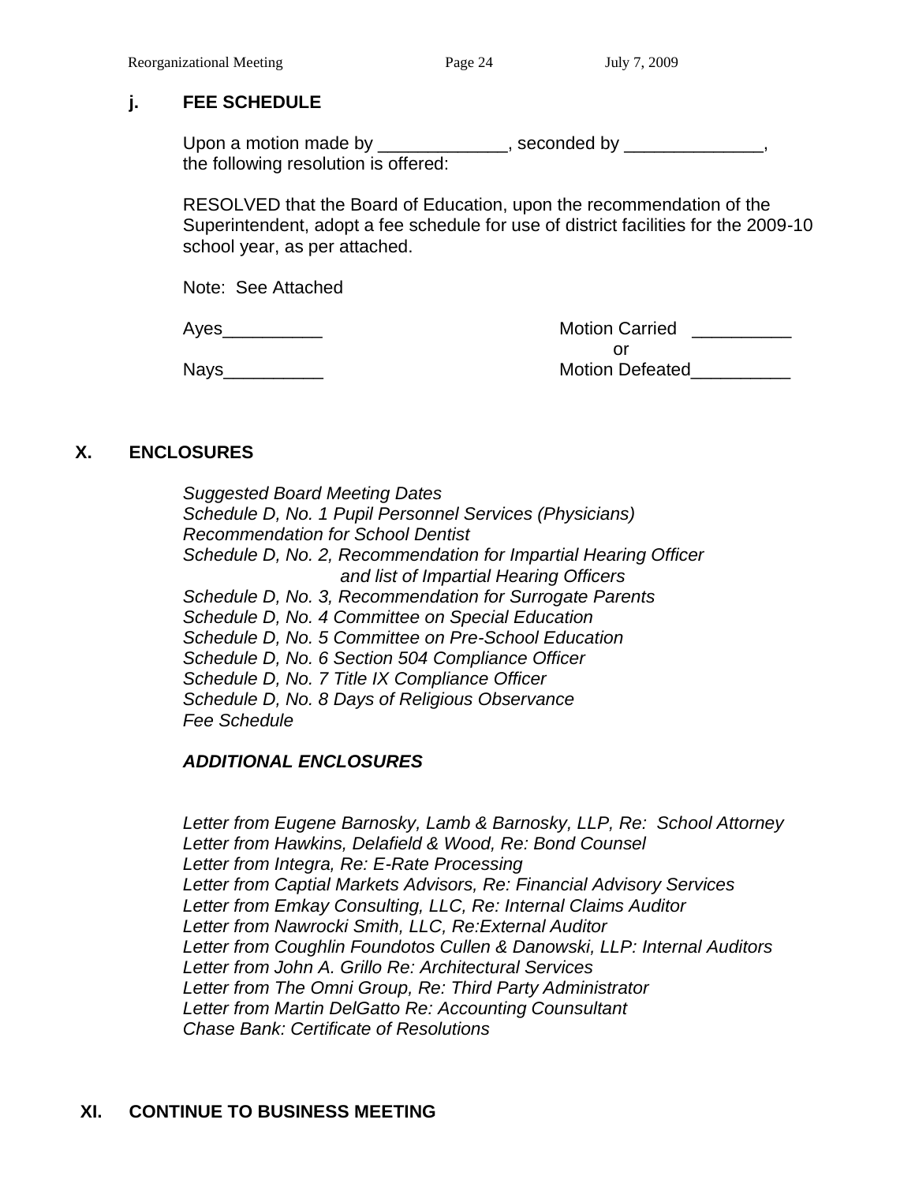### j. FEE SCHEDULE

Upon a motion made by _____________, seconded by ______________, the following resolution is offered:

RESOLVED that the Board of Education, upon the recommendation of the Superintendent, adopt a fee schedule for use of district facilities for the 2009-10 school year, as per attached.

Note: See Attached

Ayes__________ Motion Carried __________
or
Nays__________ Motion Defeated__________

## X. ENCLOSURES

*Suggested Board Meeting Dates*
*Schedule D, No. 1 Pupil Personnel Services (Physicians)*
*Recommendation for School Dentist*
*Schedule D, No. 2, Recommendation for Impartial Hearing Officer and list of Impartial Hearing Officers*
*Schedule D, No. 3, Recommendation for Surrogate Parents*
*Schedule D, No. 4 Committee on Special Education*
*Schedule D, No. 5 Committee on Pre-School Education*
*Schedule D, No. 6 Section 504 Compliance Officer*
*Schedule D, No. 7 Title IX Compliance Officer*
*Schedule D, No. 8 Days of Religious Observance*
*Fee Schedule*

***ADDITIONAL ENCLOSURES***

*Letter from Eugene Barnosky, Lamb & Barnosky, LLP, Re: School Attorney*
*Letter from Hawkins, Delafield & Wood, Re: Bond Counsel*
*Letter from Integra, Re: E-Rate Processing*
*Letter from Captial Markets Advisors, Re: Financial Advisory Services*
*Letter from Emkay Consulting, LLC, Re: Internal Claims Auditor*
*Letter from Nawrocki Smith, LLC, Re:External Auditor*
*Letter from Coughlin Foundotos Cullen & Danowski, LLP: Internal Auditors*
*Letter from John A. Grillo Re: Architectural Services*
*Letter from The Omni Group, Re: Third Party Administrator*
*Letter from Martin DelGatto Re: Accounting Counsultant*
*Chase Bank: Certificate of Resolutions*

## XI. CONTINUE TO BUSINESS MEETING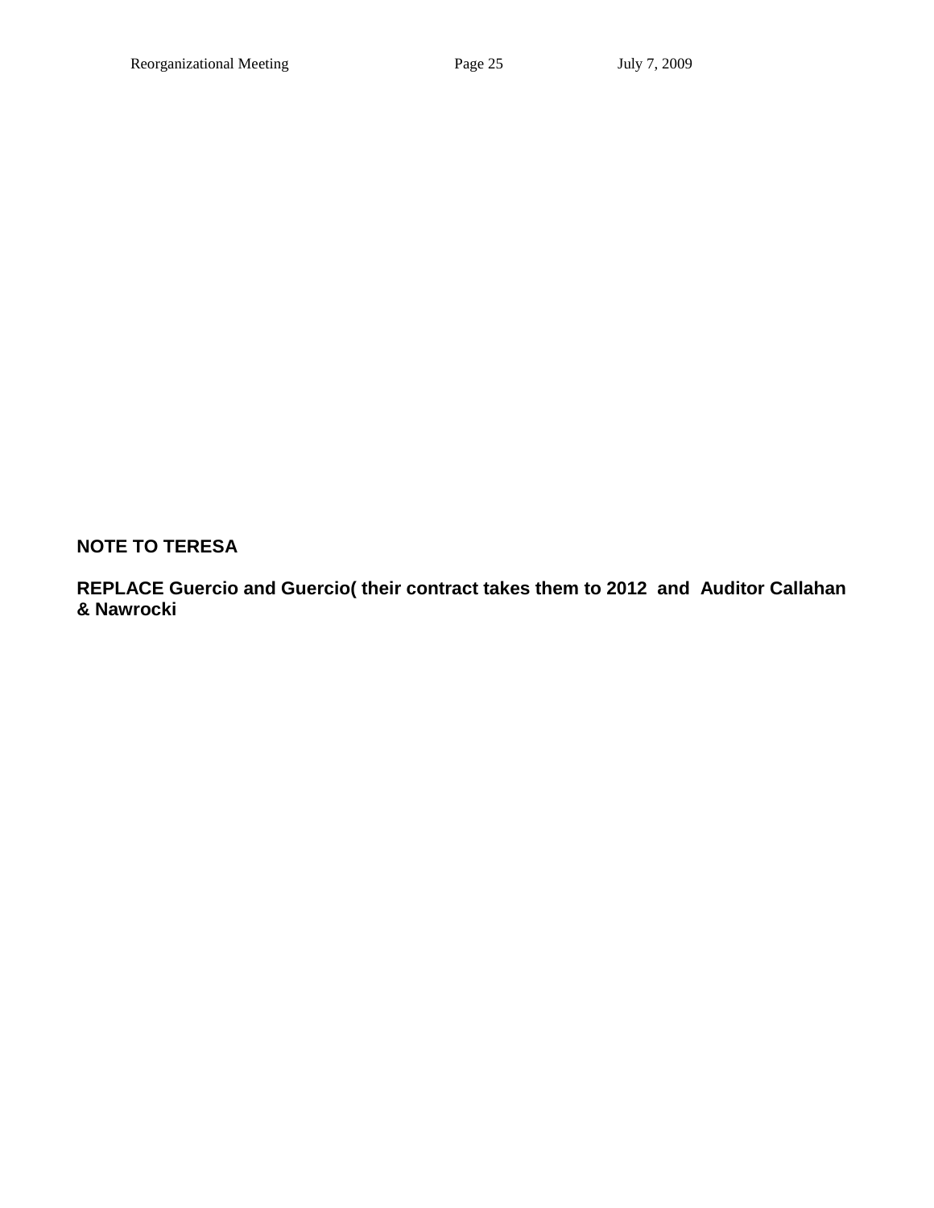**NOTE TO TERESA**

**REPLACE Guercio and Guercio( their contract takes them to 2012  and  Auditor Callahan & Nawrocki**